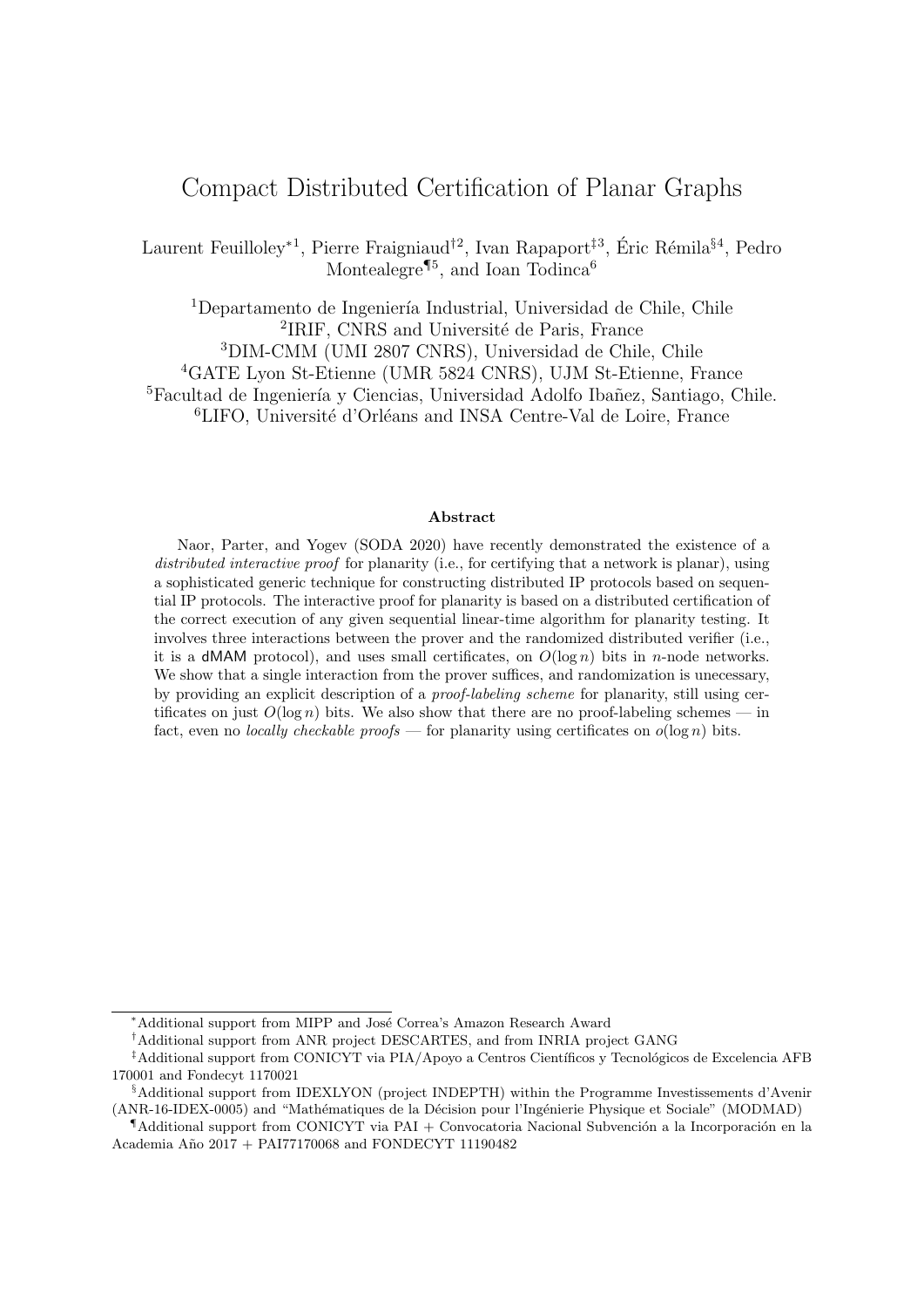# Compact Distributed Certification of Planar Graphs

Laurent Feuilloley*[1], Pierre Fraigniaud†[2], Ivan Rapaport‡[3], Éric Rémila§[4], Pedro Montealegre¶[5], and Ioan Todinca[6]

[1]Departamento de Ingeniería Industrial, Universidad de Chile, Chile
[2]IRIF, CNRS and Université de Paris, France
[3]DIM-CMM (UMI 2807 CNRS), Universidad de Chile, Chile
[4]GATE Lyon St-Etienne (UMR 5824 CNRS), UJM St-Etienne, France
[5]Facultad de Ingeniería y Ciencias, Universidad Adolfo Ibañez, Santiago, Chile.
[6]LIFO, Université d'Orléans and INSA Centre-Val de Loire, France

### Abstract

Naor, Parter, and Yogev (SODA 2020) have recently demonstrated the existence of a *distributed interactive proof* for planarity (i.e., for certifying that a network is planar), using a sophisticated generic technique for constructing distributed IP protocols based on sequential IP protocols. The interactive proof for planarity is based on a distributed certification of the correct execution of any given sequential linear-time algorithm for planarity testing. It involves three interactions between the prover and the randomized distributed verifier (i.e., it is a dMAM protocol), and uses small certificates, on $O(\log n)$ bits in $n$-node networks. We show that a single interaction from the prover suffices, and randomization is unecessary, by providing an explicit description of a *proof-labeling scheme* for planarity, still using certificates on just $O(\log n)$ bits. We also show that there are no proof-labeling schemes — in fact, even no *locally checkable proofs* — for planarity using certificates on $o(\log n)$ bits.

---

*Additional support from MIPP and José Correa's Amazon Research Award

†Additional support from ANR project DESCARTES, and from INRIA project GANG

‡Additional support from CONICYT via PIA/Apoyo a Centros Científicos y Tecnológicos de Excelencia AFB 170001 and Fondecyt 1170021

§Additional support from IDEXLYON (project INDEPTH) within the Programme Investissements d'Avenir (ANR-16-IDEX-0005) and "Mathématiques de la Décision pour l'Ingénierie Physique et Sociale" (MODMAD)

¶Additional support from CONICYT via PAI + Convocatoria Nacional Subvención a la Incorporación en la Academia Año 2017 + PAI77170068 and FONDECYT 11190482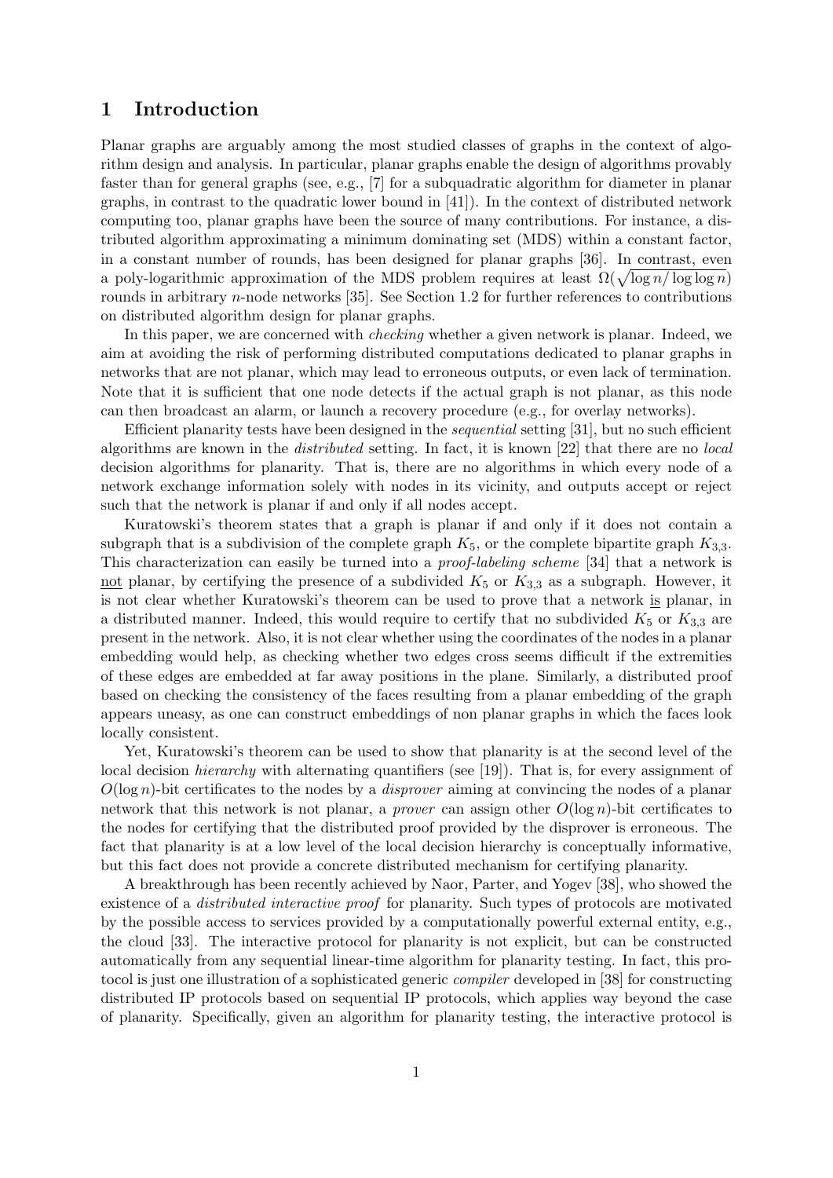# 1 Introduction

Planar graphs are arguably among the most studied classes of graphs in the context of algorithm design and analysis. In particular, planar graphs enable the design of algorithms provably faster than for general graphs (see, e.g., [7] for a subquadratic algorithm for diameter in planar graphs, in contrast to the quadratic lower bound in [41]). In the context of distributed network computing too, planar graphs have been the source of many contributions. For instance, a distributed algorithm approximating a minimum dominating set (MDS) within a constant factor, in a constant number of rounds, has been designed for planar graphs [36]. In contrast, even a poly-logarithmic approximation of the MDS problem requires at least $\Omega(\sqrt{\log n/\log\log n})$ rounds in arbitrary $n$-node networks [35]. See Section 1.2 for further references to contributions on distributed algorithm design for planar graphs.

In this paper, we are concerned with *checking* whether a given network is planar. Indeed, we aim at avoiding the risk of performing distributed computations dedicated to planar graphs in networks that are not planar, which may lead to erroneous outputs, or even lack of termination. Note that it is sufficient that one node detects if the actual graph is not planar, as this node can then broadcast an alarm, or launch a recovery procedure (e.g., for overlay networks).

Efficient planarity tests have been designed in the *sequential* setting [31], but no such efficient algorithms are known in the *distributed* setting. In fact, it is known [22] that there are no *local* decision algorithms for planarity. That is, there are no algorithms in which every node of a network exchange information solely with nodes in its vicinity, and outputs accept or reject such that the network is planar if and only if all nodes accept.

Kuratowski's theorem states that a graph is planar if and only if it does not contain a subgraph that is a subdivision of the complete graph $K_5$, or the complete bipartite graph $K_{3,3}$. This characterization can easily be turned into a *proof-labeling scheme* [34] that a network is not planar, by certifying the presence of a subdivided $K_5$ or $K_{3,3}$ as a subgraph. However, it is not clear whether Kuratowski's theorem can be used to prove that a network is planar, in a distributed manner. Indeed, this would require to certify that no subdivided $K_5$ or $K_{3,3}$ are present in the network. Also, it is not clear whether using the coordinates of the nodes in a planar embedding would help, as checking whether two edges cross seems difficult if the extremities of these edges are embedded at far away positions in the plane. Similarly, a distributed proof based on checking the consistency of the faces resulting from a planar embedding of the graph appears uneasy, as one can construct embeddings of non planar graphs in which the faces look locally consistent.

Yet, Kuratowski's theorem can be used to show that planarity is at the second level of the local decision *hierarchy* with alternating quantifiers (see [19]). That is, for every assignment of $O(\log n)$-bit certificates to the nodes by a *disprover* aiming at convincing the nodes of a planar network that this network is not planar, a *prover* can assign other $O(\log n)$-bit certificates to the nodes for certifying that the distributed proof provided by the disprover is erroneous. The fact that planarity is at a low level of the local decision hierarchy is conceptually informative, but this fact does not provide a concrete distributed mechanism for certifying planarity.

A breakthrough has been recently achieved by Naor, Parter, and Yogev [38], who showed the existence of a *distributed interactive proof* for planarity. Such types of protocols are motivated by the possible access to services provided by a computationally powerful external entity, e.g., the cloud [33]. The interactive protocol for planarity is not explicit, but can be constructed automatically from any sequential linear-time algorithm for planarity testing. In fact, this protocol is just one illustration of a sophisticated generic *compiler* developed in [38] for constructing distributed IP protocols based on sequential IP protocols, which applies way beyond the case of planarity. Specifically, given an algorithm for planarity testing, the interactive protocol is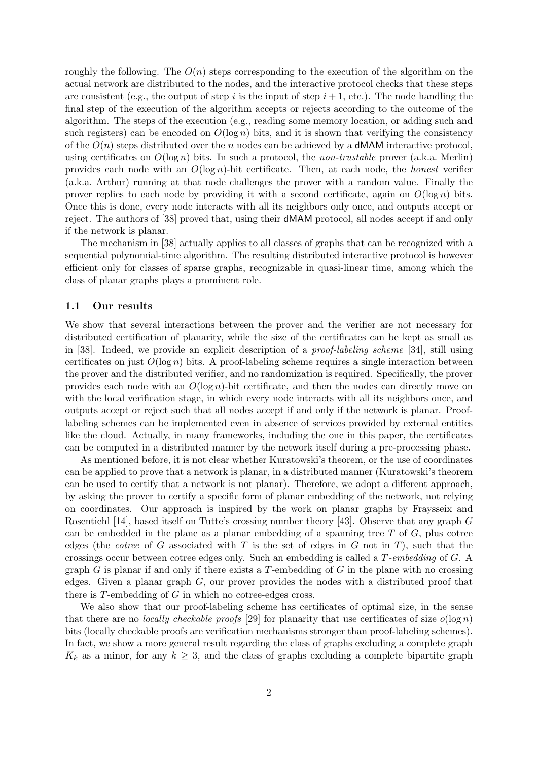roughly the following. The $O(n)$ steps corresponding to the execution of the algorithm on the actual network are distributed to the nodes, and the interactive protocol checks that these steps are consistent (e.g., the output of step $i$ is the input of step $i+1$, etc.). The node handling the final step of the execution of the algorithm accepts or rejects according to the outcome of the algorithm. The steps of the execution (e.g., reading some memory location, or adding such and such registers) can be encoded on $O(\log n)$ bits, and it is shown that verifying the consistency of the $O(n)$ steps distributed over the $n$ nodes can be achieved by a dMAM interactive protocol, using certificates on $O(\log n)$ bits. In such a protocol, the *non-trustable* prover (a.k.a. Merlin) provides each node with an $O(\log n)$-bit certificate. Then, at each node, the *honest* verifier (a.k.a. Arthur) running at that node challenges the prover with a random value. Finally the prover replies to each node by providing it with a second certificate, again on $O(\log n)$ bits. Once this is done, every node interacts with all its neighbors only once, and outputs accept or reject. The authors of [38] proved that, using their dMAM protocol, all nodes accept if and only if the network is planar.

The mechanism in [38] actually applies to all classes of graphs that can be recognized with a sequential polynomial-time algorithm. The resulting distributed interactive protocol is however efficient only for classes of sparse graphs, recognizable in quasi-linear time, among which the class of planar graphs plays a prominent role.

### 1.1 Our results

We show that several interactions between the prover and the verifier are not necessary for distributed certification of planarity, while the size of the certificates can be kept as small as in [38]. Indeed, we provide an explicit description of a *proof-labeling scheme* [34], still using certificates on just $O(\log n)$ bits. A proof-labeling scheme requires a single interaction between the prover and the distributed verifier, and no randomization is required. Specifically, the prover provides each node with an $O(\log n)$-bit certificate, and then the nodes can directly move on with the local verification stage, in which every node interacts with all its neighbors once, and outputs accept or reject such that all nodes accept if and only if the network is planar. Proof-labeling schemes can be implemented even in absence of services provided by external entities like the cloud. Actually, in many frameworks, including the one in this paper, the certificates can be computed in a distributed manner by the network itself during a pre-processing phase.

As mentioned before, it is not clear whether Kuratowski's theorem, or the use of coordinates can be applied to prove that a network is planar, in a distributed manner (Kuratowski's theorem can be used to certify that a network is not planar). Therefore, we adopt a different approach, by asking the prover to certify a specific form of planar embedding of the network, not relying on coordinates. Our approach is inspired by the work on planar graphs by Fraysseix and Rosentiehl [14], based itself on Tutte's crossing number theory [43]. Observe that any graph $G$ can be embedded in the plane as a planar embedding of a spanning tree $T$ of $G$, plus cotree edges (the *cotree* of $G$ associated with $T$ is the set of edges in $G$ not in $T$), such that the crossings occur between cotree edges only. Such an embedding is called a $T$*-embedding* of $G$. A graph $G$ is planar if and only if there exists a $T$-embedding of $G$ in the plane with no crossing edges. Given a planar graph $G$, our prover provides the nodes with a distributed proof that there is $T$-embedding of $G$ in which no cotree-edges cross.

We also show that our proof-labeling scheme has certificates of optimal size, in the sense that there are no *locally checkable proofs* [29] for planarity that use certificates of size $o(\log n)$ bits (locally checkable proofs are verification mechanisms stronger than proof-labeling schemes). In fact, we show a more general result regarding the class of graphs excluding a complete graph $K_k$ as a minor, for any $k \geq 3$, and the class of graphs excluding a complete bipartite graph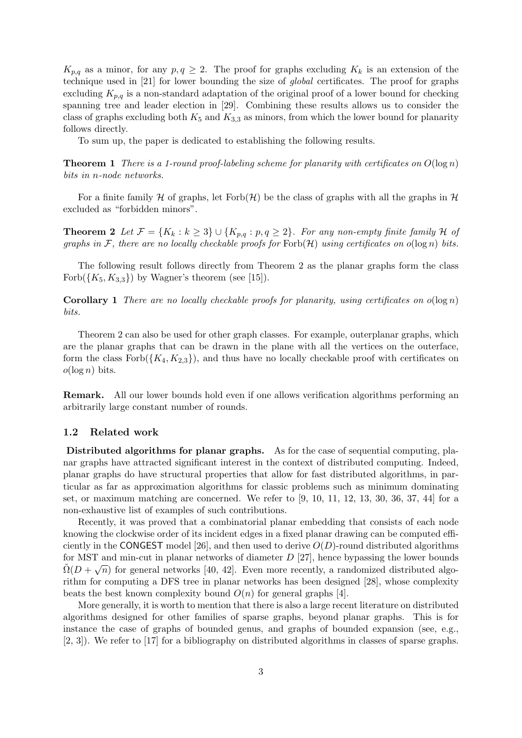$K_{p,q}$ as a minor, for any $p, q \geq 2$. The proof for graphs excluding $K_k$ is an extension of the technique used in [21] for lower bounding the size of *global* certificates. The proof for graphs excluding $K_{p,q}$ is a non-standard adaptation of the original proof of a lower bound for checking spanning tree and leader election in [29]. Combining these results allows us to consider the class of graphs excluding both $K_5$ and $K_{3,3}$ as minors, from which the lower bound for planarity follows directly.

To sum up, the paper is dedicated to establishing the following results.

**Theorem 1** *There is a 1-round proof-labeling scheme for planarity with certificates on $O(\log n)$ bits in $n$-node networks.*

For a finite family $\mathcal{H}$ of graphs, let $\text{Forb}(\mathcal{H})$ be the class of graphs with all the graphs in $\mathcal{H}$ excluded as "forbidden minors".

**Theorem 2** *Let $\mathcal{F} = \{K_k : k \geq 3\} \cup \{K_{p,q} : p, q \geq 2\}$. For any non-empty finite family $\mathcal{H}$ of graphs in $\mathcal{F}$, there are no locally checkable proofs for $\text{Forb}(\mathcal{H})$ using certificates on $o(\log n)$ bits.*

The following result follows directly from Theorem 2 as the planar graphs form the class $\text{Forb}(\{K_5, K_{3,3}\})$ by Wagner's theorem (see [15]).

**Corollary 1** *There are no locally checkable proofs for planarity, using certificates on $o(\log n)$ bits.*

Theorem 2 can also be used for other graph classes. For example, outerplanar graphs, which are the planar graphs that can be drawn in the plane with all the vertices on the outerface, form the class $\text{Forb}(\{K_4, K_{2,3}\})$, and thus have no locally checkable proof with certificates on $o(\log n)$ bits.

**Remark.** All our lower bounds hold even if one allows verification algorithms performing an arbitrarily large constant number of rounds.

### 1.2 Related work

**Distributed algorithms for planar graphs.** As for the case of sequential computing, planar graphs have attracted significant interest in the context of distributed computing. Indeed, planar graphs do have structural properties that allow for fast distributed algorithms, in particular as far as approximation algorithms for classic problems such as minimum dominating set, or maximum matching are concerned. We refer to [9, 10, 11, 12, 13, 30, 36, 37, 44] for a non-exhaustive list of examples of such contributions.

Recently, it was proved that a combinatorial planar embedding that consists of each node knowing the clockwise order of its incident edges in a fixed planar drawing can be computed efficiently in the CONGEST model [26], and then used to derive $O(D)$-round distributed algorithms for MST and min-cut in planar networks of diameter $D$ [27], hence bypassing the lower bounds $\tilde{\Omega}(D + \sqrt{n})$ for general networks [40, 42]. Even more recently, a randomized distributed algorithm for computing a DFS tree in planar networks has been designed [28], whose complexity beats the best known complexity bound $O(n)$ for general graphs [4].

More generally, it is worth to mention that there is also a large recent literature on distributed algorithms designed for other families of sparse graphs, beyond planar graphs. This is for instance the case of graphs of bounded genus, and graphs of bounded expansion (see, e.g., [2, 3]). We refer to [17] for a bibliography on distributed algorithms in classes of sparse graphs.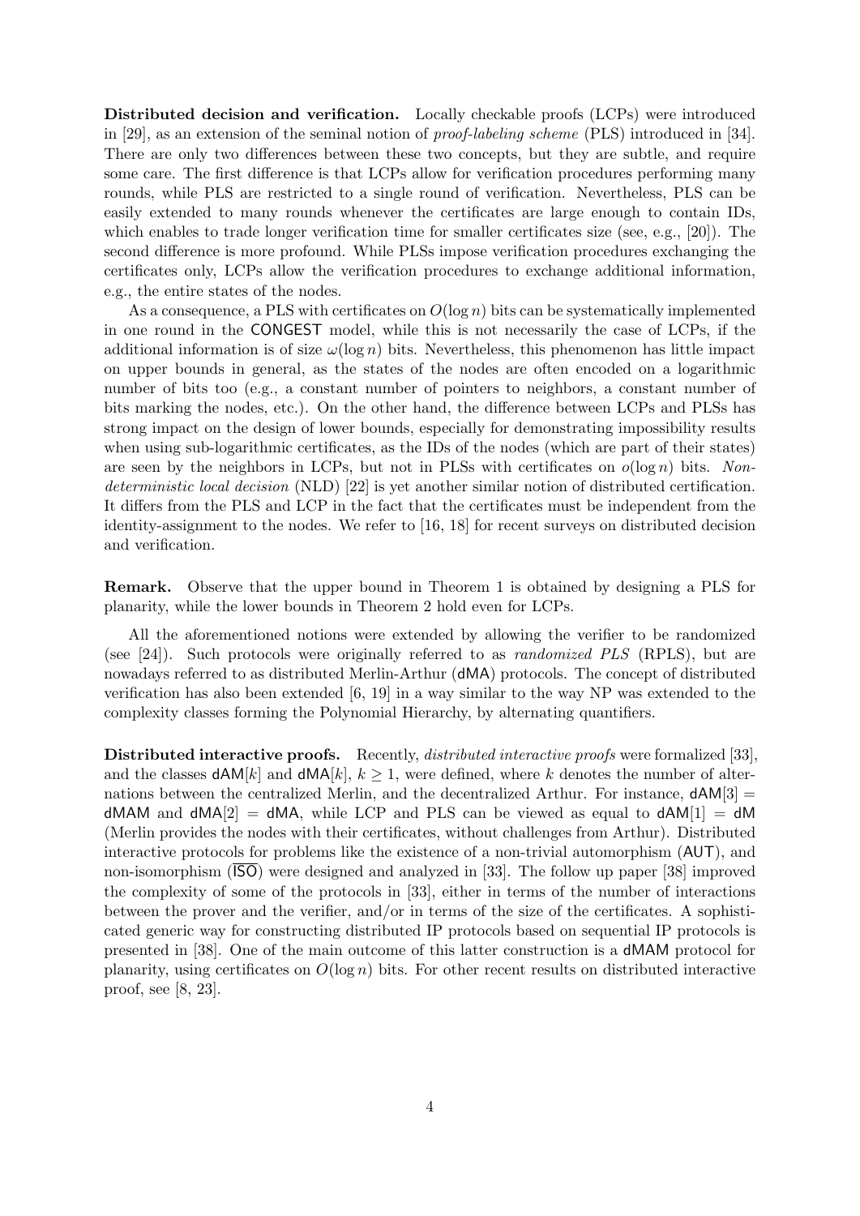**Distributed decision and verification.** Locally checkable proofs (LCPs) were introduced in [29], as an extension of the seminal notion of *proof-labeling scheme* (PLS) introduced in [34]. There are only two differences between these two concepts, but they are subtle, and require some care. The first difference is that LCPs allow for verification procedures performing many rounds, while PLS are restricted to a single round of verification. Nevertheless, PLS can be easily extended to many rounds whenever the certificates are large enough to contain IDs, which enables to trade longer verification time for smaller certificates size (see, e.g., [20]). The second difference is more profound. While PLSs impose verification procedures exchanging the certificates only, LCPs allow the verification procedures to exchange additional information, e.g., the entire states of the nodes.

As a consequence, a PLS with certificates on $O(\log n)$ bits can be systematically implemented in one round in the CONGEST model, while this is not necessarily the case of LCPs, if the additional information is of size $\omega(\log n)$ bits. Nevertheless, this phenomenon has little impact on upper bounds in general, as the states of the nodes are often encoded on a logarithmic number of bits too (e.g., a constant number of pointers to neighbors, a constant number of bits marking the nodes, etc.). On the other hand, the difference between LCPs and PLSs has strong impact on the design of lower bounds, especially for demonstrating impossibility results when using sub-logarithmic certificates, as the IDs of the nodes (which are part of their states) are seen by the neighbors in LCPs, but not in PLSs with certificates on $o(\log n)$ bits. *Non-deterministic local decision* (NLD) [22] is yet another similar notion of distributed certification. It differs from the PLS and LCP in the fact that the certificates must be independent from the identity-assignment to the nodes. We refer to [16, 18] for recent surveys on distributed decision and verification.

**Remark.** Observe that the upper bound in Theorem 1 is obtained by designing a PLS for planarity, while the lower bounds in Theorem 2 hold even for LCPs.

All the aforementioned notions were extended by allowing the verifier to be randomized (see [24]). Such protocols were originally referred to as *randomized PLS* (RPLS), but are nowadays referred to as distributed Merlin-Arthur (dMA) protocols. The concept of distributed verification has also been extended [6, 19] in a way similar to the way NP was extended to the complexity classes forming the Polynomial Hierarchy, by alternating quantifiers.

**Distributed interactive proofs.** Recently, *distributed interactive proofs* were formalized [33], and the classes $\mathsf{dAM}[k]$ and $\mathsf{dMA}[k]$, $k \geq 1$, were defined, where $k$ denotes the number of alternations between the centralized Merlin, and the decentralized Arthur. For instance, $\mathsf{dAM}[3] = \mathsf{dMAM}$ and $\mathsf{dMA}[2] = \mathsf{dMA}$, while LCP and PLS can be viewed as equal to $\mathsf{dAM}[1] = \mathsf{dM}$ (Merlin provides the nodes with their certificates, without challenges from Arthur). Distributed interactive protocols for problems like the existence of a non-trivial automorphism (AUT), and non-isomorphism ($\overline{\mathsf{ISO}}$) were designed and analyzed in [33]. The follow up paper [38] improved the complexity of some of the protocols in [33], either in terms of the number of interactions between the prover and the verifier, and/or in terms of the size of the certificates. A sophisticated generic way for constructing distributed IP protocols based on sequential IP protocols is presented in [38]. One of the main outcome of this latter construction is a dMAM protocol for planarity, using certificates on $O(\log n)$ bits. For other recent results on distributed interactive proof, see [8, 23].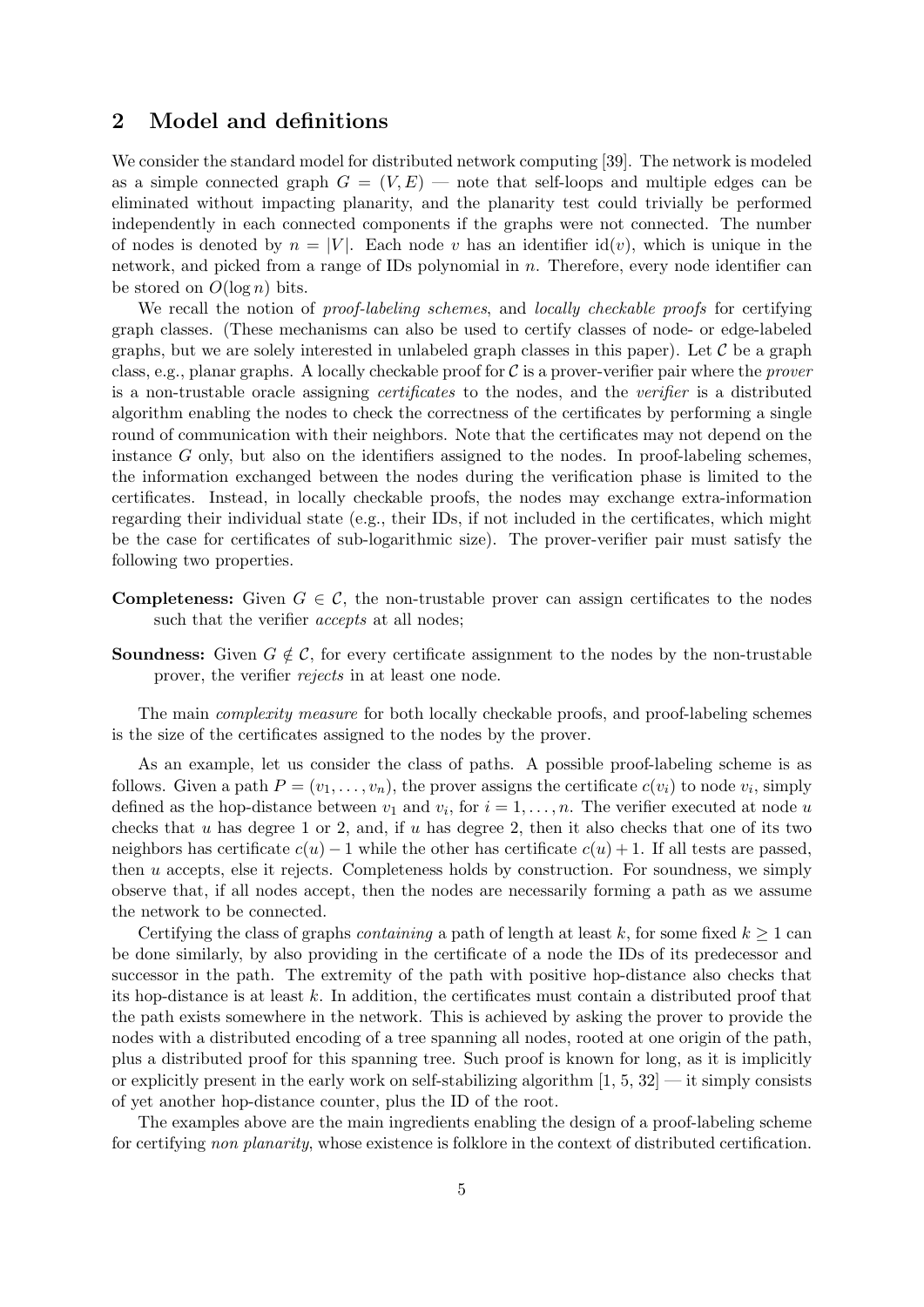## 2 Model and definitions

We consider the standard model for distributed network computing [39]. The network is modeled as a simple connected graph $G = (V, E)$ — note that self-loops and multiple edges can be eliminated without impacting planarity, and the planarity test could trivially be performed independently in each connected components if the graphs were not connected. The number of nodes is denoted by $n = |V|$. Each node $v$ has an identifier $\text{id}(v)$, which is unique in the network, and picked from a range of IDs polynomial in $n$. Therefore, every node identifier can be stored on $O(\log n)$ bits.

We recall the notion of *proof-labeling schemes*, and *locally checkable proofs* for certifying graph classes. (These mechanisms can also be used to certify classes of node- or edge-labeled graphs, but we are solely interested in unlabeled graph classes in this paper). Let $\mathcal{C}$ be a graph class, e.g., planar graphs. A locally checkable proof for $\mathcal{C}$ is a prover-verifier pair where the *prover* is a non-trustable oracle assigning *certificates* to the nodes, and the *verifier* is a distributed algorithm enabling the nodes to check the correctness of the certificates by performing a single round of communication with their neighbors. Note that the certificates may not depend on the instance $G$ only, but also on the identifiers assigned to the nodes. In proof-labeling schemes, the information exchanged between the nodes during the verification phase is limited to the certificates. Instead, in locally checkable proofs, the nodes may exchange extra-information regarding their individual state (e.g., their IDs, if not included in the certificates, which might be the case for certificates of sub-logarithmic size). The prover-verifier pair must satisfy the following two properties.

**Completeness:** Given $G \in \mathcal{C}$, the non-trustable prover can assign certificates to the nodes such that the verifier *accepts* at all nodes;

**Soundness:** Given $G \notin \mathcal{C}$, for every certificate assignment to the nodes by the non-trustable prover, the verifier *rejects* in at least one node.

The main *complexity measure* for both locally checkable proofs, and proof-labeling schemes is the size of the certificates assigned to the nodes by the prover.

As an example, let us consider the class of paths. A possible proof-labeling scheme is as follows. Given a path $P = (v_1, \ldots, v_n)$, the prover assigns the certificate $c(v_i)$ to node $v_i$, simply defined as the hop-distance between $v_1$ and $v_i$, for $i = 1, \ldots, n$. The verifier executed at node $u$ checks that $u$ has degree 1 or 2, and, if $u$ has degree 2, then it also checks that one of its two neighbors has certificate $c(u) - 1$ while the other has certificate $c(u) + 1$. If all tests are passed, then $u$ accepts, else it rejects. Completeness holds by construction. For soundness, we simply observe that, if all nodes accept, then the nodes are necessarily forming a path as we assume the network to be connected.

Certifying the class of graphs *containing* a path of length at least $k$, for some fixed $k \geq 1$ can be done similarly, by also providing in the certificate of a node the IDs of its predecessor and successor in the path. The extremity of the path with positive hop-distance also checks that its hop-distance is at least $k$. In addition, the certificates must contain a distributed proof that the path exists somewhere in the network. This is achieved by asking the prover to provide the nodes with a distributed encoding of a tree spanning all nodes, rooted at one origin of the path, plus a distributed proof for this spanning tree. Such proof is known for long, as it is implicitly or explicitly present in the early work on self-stabilizing algorithm [1, 5, 32] — it simply consists of yet another hop-distance counter, plus the ID of the root.

The examples above are the main ingredients enabling the design of a proof-labeling scheme for certifying *non planarity*, whose existence is folklore in the context of distributed certification.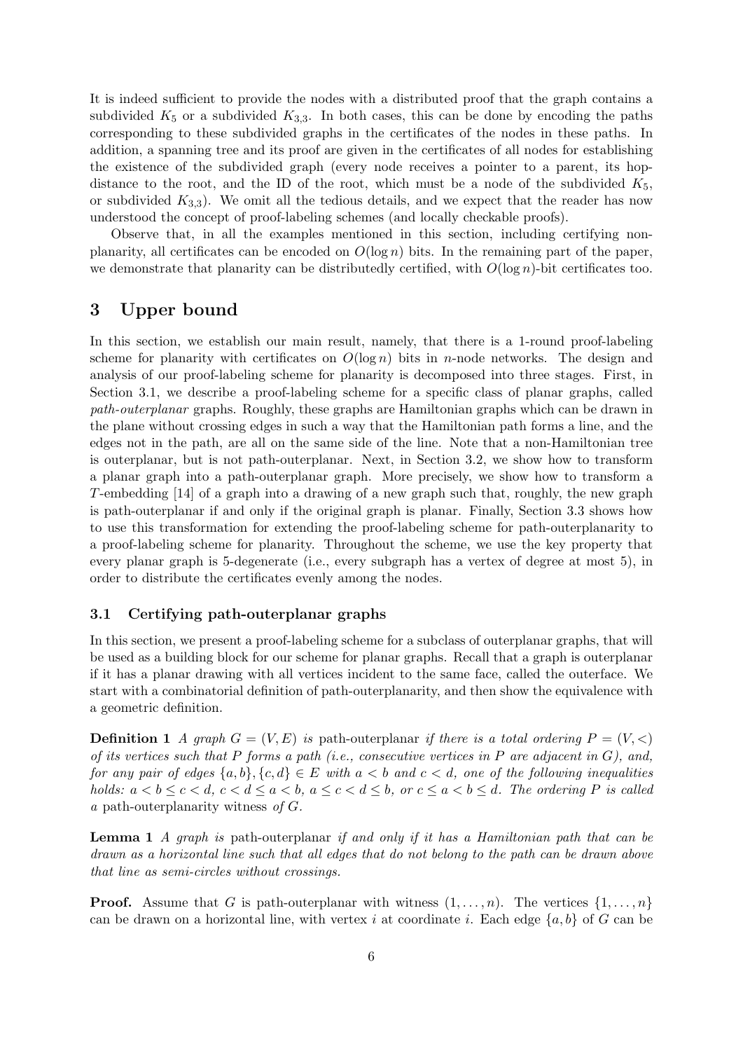It is indeed sufficient to provide the nodes with a distributed proof that the graph contains a subdivided $K_5$ or a subdivided $K_{3,3}$. In both cases, this can be done by encoding the paths corresponding to these subdivided graphs in the certificates of the nodes in these paths. In addition, a spanning tree and its proof are given in the certificates of all nodes for establishing the existence of the subdivided graph (every node receives a pointer to a parent, its hop-distance to the root, and the ID of the root, which must be a node of the subdivided $K_5$, or subdivided $K_{3,3}$). We omit all the tedious details, and we expect that the reader has now understood the concept of proof-labeling schemes (and locally checkable proofs).

Observe that, in all the examples mentioned in this section, including certifying non-planarity, all certificates can be encoded on $O(\log n)$ bits. In the remaining part of the paper, we demonstrate that planarity can be distributedly certified, with $O(\log n)$-bit certificates too.

## 3 Upper bound

In this section, we establish our main result, namely, that there is a 1-round proof-labeling scheme for planarity with certificates on $O(\log n)$ bits in $n$-node networks. The design and analysis of our proof-labeling scheme for planarity is decomposed into three stages. First, in Section 3.1, we describe a proof-labeling scheme for a specific class of planar graphs, called *path-outerplanar* graphs. Roughly, these graphs are Hamiltonian graphs which can be drawn in the plane without crossing edges in such a way that the Hamiltonian path forms a line, and the edges not in the path, are all on the same side of the line. Note that a non-Hamiltonian tree is outerplanar, but is not path-outerplanar. Next, in Section 3.2, we show how to transform a planar graph into a path-outerplanar graph. More precisely, we show how to transform a $T$-embedding [14] of a graph into a drawing of a new graph such that, roughly, the new graph is path-outerplanar if and only if the original graph is planar. Finally, Section 3.3 shows how to use this transformation for extending the proof-labeling scheme for path-outerplanarity to a proof-labeling scheme for planarity. Throughout the scheme, we use the key property that every planar graph is 5-degenerate (i.e., every subgraph has a vertex of degree at most 5), in order to distribute the certificates evenly among the nodes.

### 3.1 Certifying path-outerplanar graphs

In this section, we present a proof-labeling scheme for a subclass of outerplanar graphs, that will be used as a building block for our scheme for planar graphs. Recall that a graph is outerplanar if it has a planar drawing with all vertices incident to the same face, called the outerface. We start with a combinatorial definition of path-outerplanarity, and then show the equivalence with a geometric definition.

**Definition 1** *A graph $G = (V, E)$ is* path-outerplanar *if there is a total ordering $P = (V, <)$ of its vertices such that $P$ forms a path (i.e., consecutive vertices in $P$ are adjacent in $G$), and, for any pair of edges $\{a, b\}, \{c, d\} \in E$ with $a < b$ and $c < d$, one of the following inequalities holds: $a < b \leq c < d$, $c < d \leq a < b$, $a \leq c < d \leq b$, or $c \leq a < b \leq d$. The ordering $P$ is called a* path-outerplanarity witness *of $G$.*

**Lemma 1** *A graph is* path-outerplanar *if and only if it has a Hamiltonian path that can be drawn as a horizontal line such that all edges that do not belong to the path can be drawn above that line as semi-circles without crossings.*

**Proof.** Assume that $G$ is path-outerplanar with witness $(1, \ldots, n)$. The vertices $\{1, \ldots, n\}$ can be drawn on a horizontal line, with vertex $i$ at coordinate $i$. Each edge $\{a, b\}$ of $G$ can be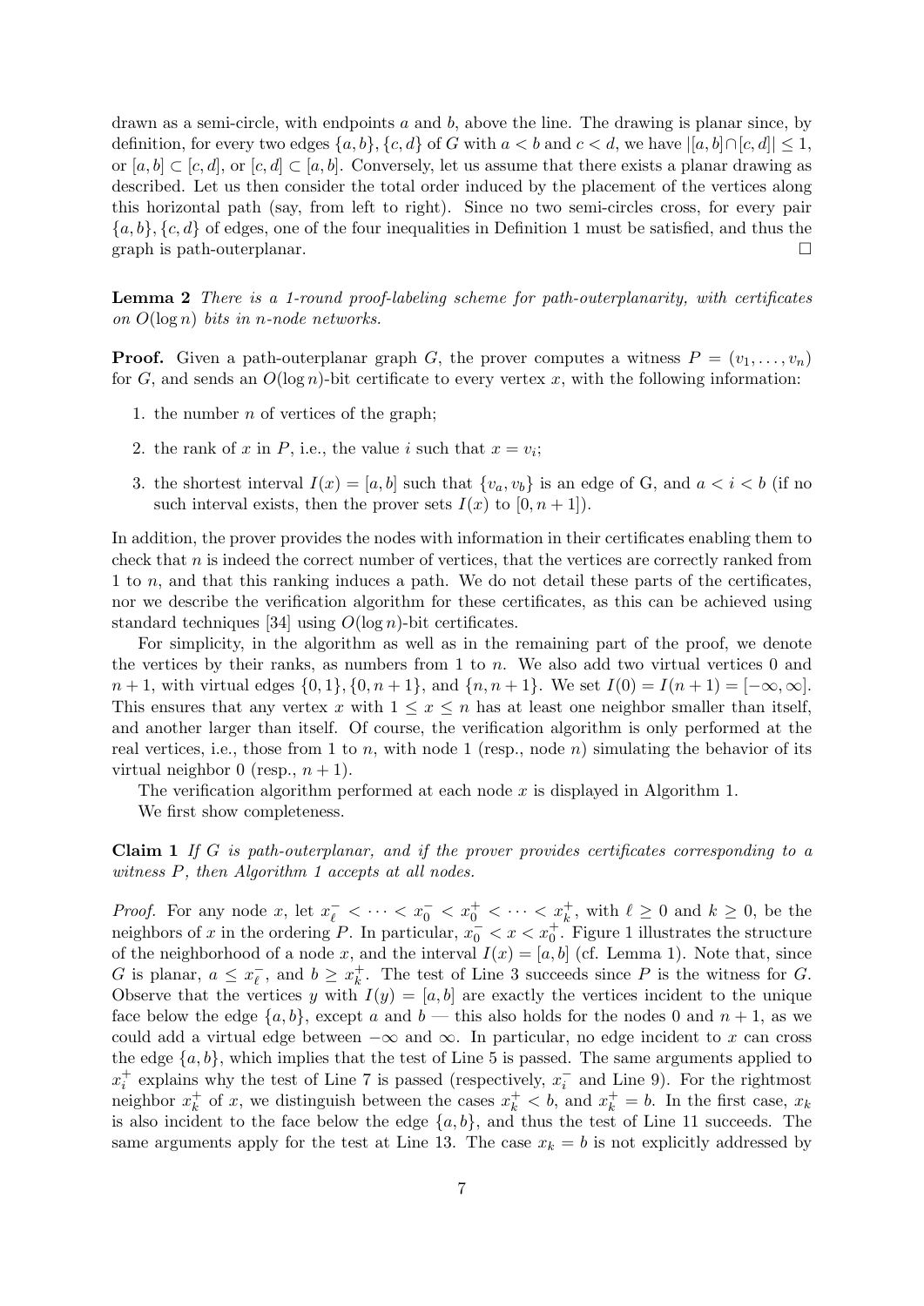drawn as a semi-circle, with endpoints $a$ and $b$, above the line. The drawing is planar since, by definition, for every two edges $\{a,b\},\{c,d\}$ of $G$ with $a<b$ and $c<d$, we have $|[a,b]\cap[c,d]|\leq 1$, or $[a,b]\subset[c,d]$, or $[c,d]\subset[a,b]$. Conversely, let us assume that there exists a planar drawing as described. Let us then consider the total order induced by the placement of the vertices along this horizontal path (say, from left to right). Since no two semi-circles cross, for every pair $\{a,b\},\{c,d\}$ of edges, one of the four inequalities in Definition 1 must be satisfied, and thus the graph is path-outerplanar. $\square$

**Lemma 2** *There is a 1-round proof-labeling scheme for path-outerplanarity, with certificates on $O(\log n)$ bits in $n$-node networks.*

**Proof.** Given a path-outerplanar graph $G$, the prover computes a witness $P=(v_1,\ldots,v_n)$ for $G$, and sends an $O(\log n)$-bit certificate to every vertex $x$, with the following information:

1. the number $n$ of vertices of the graph;
2. the rank of $x$ in $P$, i.e., the value $i$ such that $x=v_i$;
3. the shortest interval $I(x)=[a,b]$ such that $\{v_a,v_b\}$ is an edge of G, and $a<i<b$ (if no such interval exists, then the prover sets $I(x)$ to $[0,n+1]$).

In addition, the prover provides the nodes with information in their certificates enabling them to check that $n$ is indeed the correct number of vertices, that the vertices are correctly ranked from 1 to $n$, and that this ranking induces a path. We do not detail these parts of the certificates, nor we describe the verification algorithm for these certificates, as this can be achieved using standard techniques [34] using $O(\log n)$-bit certificates.

For simplicity, in the algorithm as well as in the remaining part of the proof, we denote the vertices by their ranks, as numbers from 1 to $n$. We also add two virtual vertices 0 and $n+1$, with virtual edges $\{0,1\},\{0,n+1\}$, and $\{n,n+1\}$. We set $I(0)=I(n+1)=[-\infty,\infty]$. This ensures that any vertex $x$ with $1\leq x\leq n$ has at least one neighbor smaller than itself, and another larger than itself. Of course, the verification algorithm is only performed at the real vertices, i.e., those from 1 to $n$, with node 1 (resp., node $n$) simulating the behavior of its virtual neighbor 0 (resp., $n+1$).

The verification algorithm performed at each node $x$ is displayed in Algorithm 1.

We first show completeness.

**Claim 1** *If $G$ is path-outerplanar, and if the prover provides certificates corresponding to a witness $P$, then Algorithm 1 accepts at all nodes.*

*Proof.* For any node $x$, let $x^-_\ell<\cdots<x^-_0<x^+_0<\cdots<x^+_k$, with $\ell\geq 0$ and $k\geq 0$, be the neighbors of $x$ in the ordering $P$. In particular, $x^-_0<x<x^+_0$. Figure 1 illustrates the structure of the neighborhood of a node $x$, and the interval $I(x)=[a,b]$ (cf. Lemma 1). Note that, since $G$ is planar, $a\leq x^-_\ell$, and $b\geq x^+_k$. The test of Line 3 succeeds since $P$ is the witness for $G$. Observe that the vertices $y$ with $I(y)=[a,b]$ are exactly the vertices incident to the unique face below the edge $\{a,b\}$, except $a$ and $b$ — this also holds for the nodes 0 and $n+1$, as we could add a virtual edge between $-\infty$ and $\infty$. In particular, no edge incident to $x$ can cross the edge $\{a,b\}$, which implies that the test of Line 5 is passed. The same arguments applied to $x^+_i$ explains why the test of Line 7 is passed (respectively, $x^-_i$ and Line 9). For the rightmost neighbor $x^+_k$ of $x$, we distinguish between the cases $x^+_k<b$, and $x^+_k=b$. In the first case, $x_k$ is also incident to the face below the edge $\{a,b\}$, and thus the test of Line 11 succeeds. The same arguments apply for the test at Line 13. The case $x_k=b$ is not explicitly addressed by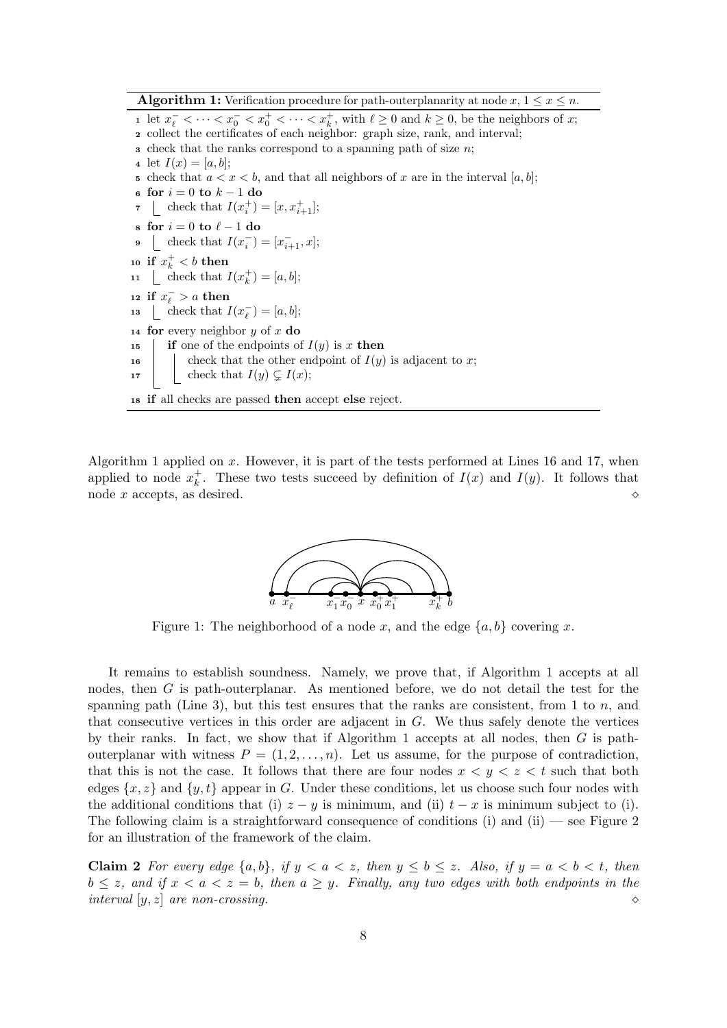**Algorithm 1:** Verification procedure for path-outerplanarity at node $x$, $1 \le x \le n$.

```
1  let x⁻_ℓ < ··· < x⁻_0 < x⁺_0 < ··· < x⁺_k, with ℓ ≥ 0 and k ≥ 0, be the neighbors of x;
2  collect the certificates of each neighbor: graph size, rank, and interval;
3  check that the ranks correspond to a spanning path of size n;
4  let I(x) = [a, b];
5  check that a < x < b, and that all neighbors of x are in the interval [a, b];
6  for i = 0 to k − 1 do
7      check that I(x⁺_i) = [x, x⁺_{i+1}];
8  for i = 0 to ℓ − 1 do
9      check that I(x⁻_i) = [x⁻_{i+1}, x];
10 if x⁺_k < b then
11     check that I(x⁺_k) = [a, b];
12 if x⁻_ℓ > a then
13     check that I(x⁻_ℓ) = [a, b];
14 for every neighbor y of x do
15     if one of the endpoints of I(y) is x then
16         check that the other endpoint of I(y) is adjacent to x;
17         check that I(y) ⊊ I(x);
18 if all checks are passed then accept else reject.
```

Algorithm 1 applied on $x$. However, it is part of the tests performed at Lines 16 and 17, when applied to node $x_k^+$. These two tests succeed by definition of $I(x)$ and $I(y)$. It follows that node $x$ accepts, as desired. $\diamond$

Figure 1: The neighborhood of a node $x$, and the edge $\{a, b\}$ covering $x$.

It remains to establish soundness. Namely, we prove that, if Algorithm 1 accepts at all nodes, then $G$ is path-outerplanar. As mentioned before, we do not detail the test for the spanning path (Line 3), but this test ensures that the ranks are consistent, from 1 to $n$, and that consecutive vertices in this order are adjacent in $G$. We thus safely denote the vertices by their ranks. In fact, we show that if Algorithm 1 accepts at all nodes, then $G$ is path-outerplanar with witness $P = (1, 2, \ldots, n)$. Let us assume, for the purpose of contradiction, that this is not the case. It follows that there are four nodes $x < y < z < t$ such that both edges $\{x, z\}$ and $\{y, t\}$ appear in $G$. Under these conditions, let us choose such four nodes with the additional conditions that (i) $z - y$ is minimum, and (ii) $t - x$ is minimum subject to (i). The following claim is a straightforward consequence of conditions (i) and (ii) — see Figure 2 for an illustration of the framework of the claim.

**Claim 2** *For every edge $\{a, b\}$, if $y < a < z$, then $y \le b \le z$. Also, if $y = a < b < t$, then $b \le z$, and if $x < a < z = b$, then $a \ge y$. Finally, any two edges with both endpoints in the interval $[y, z]$ are non-crossing.* $\diamond$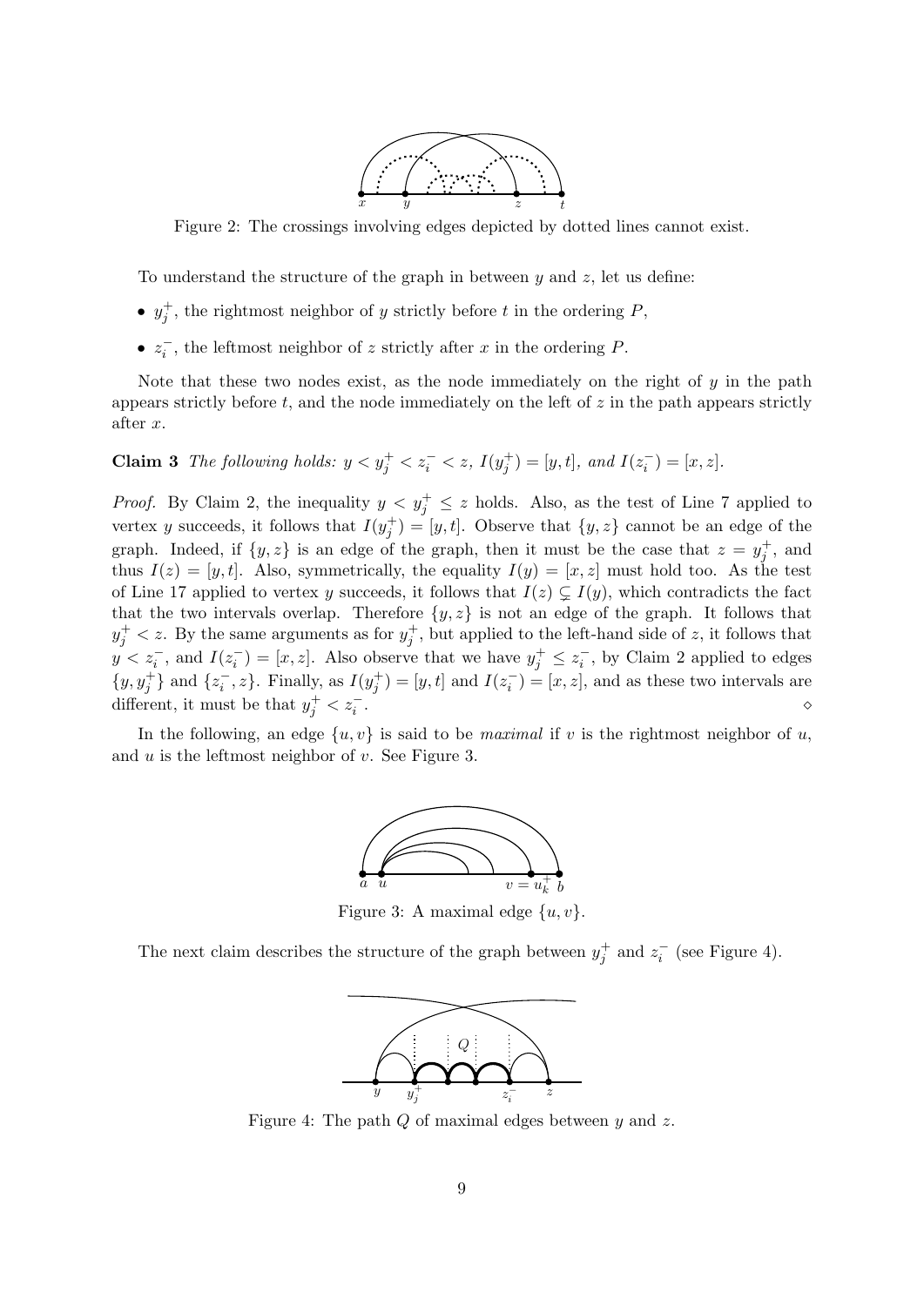Figure 2: The crossings involving edges depicted by dotted lines cannot exist.

To understand the structure of the graph in between $y$ and $z$, let us define:

- $y_j^+$, the rightmost neighbor of $y$ strictly before $t$ in the ordering $P$,
- $z_i^-$, the leftmost neighbor of $z$ strictly after $x$ in the ordering $P$.

Note that these two nodes exist, as the node immediately on the right of $y$ in the path appears strictly before $t$, and the node immediately on the left of $z$ in the path appears strictly after $x$.

**Claim 3** *The following holds:* $y < y_j^+ < z_i^- < z$*,* $I(y_j^+) = [y, t]$*, and* $I(z_i^-) = [x, z]$*.*

*Proof.* By Claim 2, the inequality $y < y_j^+ \leq z$ holds. Also, as the test of Line 7 applied to vertex $y$ succeeds, it follows that $I(y_j^+) = [y, t]$. Observe that $\{y, z\}$ cannot be an edge of the graph. Indeed, if $\{y, z\}$ is an edge of the graph, then it must be the case that $z = y_j^+$, and thus $I(z) = [y, t]$. Also, symmetrically, the equality $I(y) = [x, z]$ must hold too. As the test of Line 17 applied to vertex $y$ succeeds, it follows that $I(z) \subsetneq I(y)$, which contradicts the fact that the two intervals overlap. Therefore $\{y, z\}$ is not an edge of the graph. It follows that $y_j^+ < z$. By the same arguments as for $y_j^+$, but applied to the left-hand side of $z$, it follows that $y < z_i^-$, and $I(z_i^-) = [x, z]$. Also observe that we have $y_j^+ \leq z_i^-$, by Claim 2 applied to edges $\{y, y_j^+\}$ and $\{z_i^-, z\}$. Finally, as $I(y_j^+) = [y, t]$ and $I(z_i^-) = [x, z]$, and as these two intervals are different, it must be that $y_j^+ < z_i^-$. ⋄

In the following, an edge $\{u, v\}$ is said to be *maximal* if $v$ is the rightmost neighbor of $u$, and $u$ is the leftmost neighbor of $v$. See Figure 3.

Figure 3: A maximal edge $\{u, v\}$.

The next claim describes the structure of the graph between $y_j^+$ and $z_i^-$ (see Figure 4).

Figure 4: The path $Q$ of maximal edges between $y$ and $z$.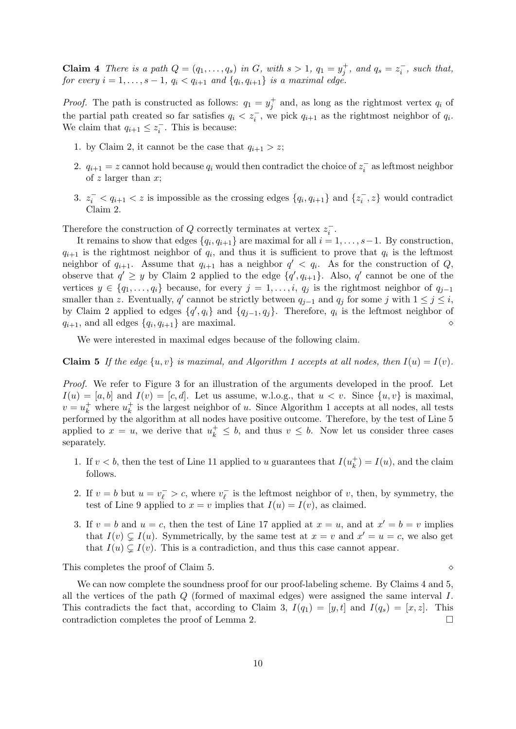**Claim 4** *There is a path $Q = (q_1, \ldots, q_s)$ in $G$, with $s > 1$, $q_1 = y_j^+$, and $q_s = z_i^-$, such that, for every $i = 1, \ldots, s-1$, $q_i < q_{i+1}$ and $\{q_i, q_{i+1}\}$ is a maximal edge.*

*Proof.* The path is constructed as follows: $q_1 = y_j^+$ and, as long as the rightmost vertex $q_i$ of the partial path created so far satisfies $q_i < z_i^-$, we pick $q_{i+1}$ as the rightmost neighbor of $q_i$. We claim that $q_{i+1} \leq z_i^-$. This is because:

1. by Claim 2, it cannot be the case that $q_{i+1} > z$;
2. $q_{i+1} = z$ cannot hold because $q_i$ would then contradict the choice of $z_i^-$ as leftmost neighbor of $z$ larger than $x$;
3. $z_i^- < q_{i+1} < z$ is impossible as the crossing edges $\{q_i, q_{i+1}\}$ and $\{z_i^-, z\}$ would contradict Claim 2.

Therefore the construction of $Q$ correctly terminates at vertex $z_i^-$.

It remains to show that edges $\{q_i, q_{i+1}\}$ are maximal for all $i = 1, \ldots, s-1$. By construction, $q_{i+1}$ is the rightmost neighbor of $q_i$, and thus it is sufficient to prove that $q_i$ is the leftmost neighbor of $q_{i+1}$. Assume that $q_{i+1}$ has a neighbor $q' < q_i$. As for the construction of $Q$, observe that $q' \geq y$ by Claim 2 applied to the edge $\{q', q_{i+1}\}$. Also, $q'$ cannot be one of the vertices $y \in \{q_1, \ldots, q_i\}$ because, for every $j = 1, \ldots, i$, $q_j$ is the rightmost neighbor of $q_{j-1}$ smaller than $z$. Eventually, $q'$ cannot be strictly between $q_{j-1}$ and $q_j$ for some $j$ with $1 \leq j \leq i$, by Claim 2 applied to edges $\{q', q_i\}$ and $\{q_{j-1}, q_j\}$. Therefore, $q_i$ is the leftmost neighbor of $q_{i+1}$, and all edges $\{q_i, q_{i+1}\}$ are maximal. $\diamond$

We were interested in maximal edges because of the following claim.

**Claim 5** *If the edge $\{u, v\}$ is maximal, and Algorithm 1 accepts at all nodes, then $I(u) = I(v)$.*

*Proof.* We refer to Figure 3 for an illustration of the arguments developed in the proof. Let $I(u) = [a, b]$ and $I(v) = [c, d]$. Let us assume, w.l.o.g., that $u < v$. Since $\{u, v\}$ is maximal, $v = u_k^+$ where $u_k^+$ is the largest neighbor of $u$. Since Algorithm 1 accepts at all nodes, all tests performed by the algorithm at all nodes have positive outcome. Therefore, by the test of Line 5 applied to $x = u$, we derive that $u_k^+ \leq b$, and thus $v \leq b$. Now let us consider three cases separately.

1. If $v < b$, then the test of Line 11 applied to $u$ guarantees that $I(u_k^+) = I(u)$, and the claim follows.
2. If $v = b$ but $u = v_\ell^- > c$, where $v_\ell^-$ is the leftmost neighbor of $v$, then, by symmetry, the test of Line 9 applied to $x = v$ implies that $I(u) = I(v)$, as claimed.
3. If $v = b$ and $u = c$, then the test of Line 17 applied at $x = u$, and at $x' = b = v$ implies that $I(v) \subsetneq I(u)$. Symmetrically, by the same test at $x = v$ and $x' = u = c$, we also get that $I(u) \subsetneq I(v)$. This is a contradiction, and thus this case cannot appear.

This completes the proof of Claim 5. $\diamond$

We can now complete the soundness proof for our proof-labeling scheme. By Claims 4 and 5, all the vertices of the path $Q$ (formed of maximal edges) were assigned the same interval $I$. This contradicts the fact that, according to Claim 3, $I(q_1) = [y, t]$ and $I(q_s) = [x, z]$. This contradiction completes the proof of Lemma 2. $\square$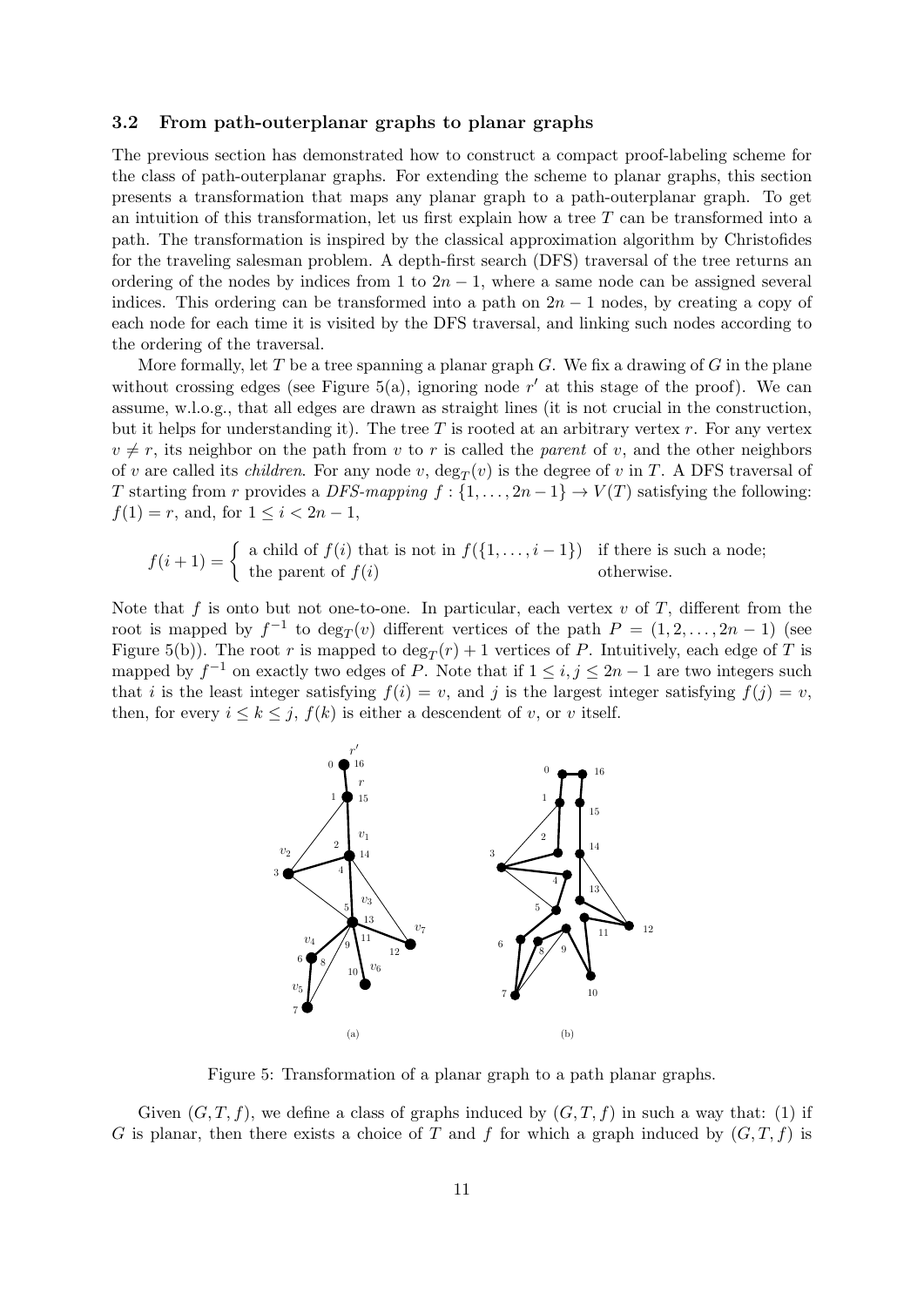### 3.2 From path-outerplanar graphs to planar graphs

The previous section has demonstrated how to construct a compact proof-labeling scheme for the class of path-outerplanar graphs. For extending the scheme to planar graphs, this section presents a transformation that maps any planar graph to a path-outerplanar graph. To get an intuition of this transformation, let us first explain how a tree $T$ can be transformed into a path. The transformation is inspired by the classical approximation algorithm by Christofides for the traveling salesman problem. A depth-first search (DFS) traversal of the tree returns an ordering of the nodes by indices from 1 to $2n-1$, where a same node can be assigned several indices. This ordering can be transformed into a path on $2n-1$ nodes, by creating a copy of each node for each time it is visited by the DFS traversal, and linking such nodes according to the ordering of the traversal.

More formally, let $T$ be a tree spanning a planar graph $G$. We fix a drawing of $G$ in the plane without crossing edges (see Figure 5(a), ignoring node $r'$ at this stage of the proof). We can assume, w.l.o.g., that all edges are drawn as straight lines (it is not crucial in the construction, but it helps for understanding it). The tree $T$ is rooted at an arbitrary vertex $r$. For any vertex $v \neq r$, its neighbor on the path from $v$ to $r$ is called the *parent* of $v$, and the other neighbors of $v$ are called its *children*. For any node $v$, $\deg_T(v)$ is the degree of $v$ in $T$. A DFS traversal of $T$ starting from $r$ provides a *DFS-mapping* $f : \{1, \ldots, 2n-1\} \to V(T)$ satisfying the following: $f(1) = r$, and, for $1 \leq i < 2n-1$,

$$f(i+1) = \begin{cases} \text{a child of } f(i) \text{ that is not in } f(\{1,\ldots,i-1\}) & \text{if there is such a node;} \\ \text{the parent of } f(i) & \text{otherwise.} \end{cases}$$

Note that $f$ is onto but not one-to-one. In particular, each vertex $v$ of $T$, different from the root is mapped by $f^{-1}$ to $\deg_T(v)$ different vertices of the path $P = (1, 2, \ldots, 2n-1)$ (see Figure 5(b)). The root $r$ is mapped to $\deg_T(r) + 1$ vertices of $P$. Intuitively, each edge of $T$ is mapped by $f^{-1}$ on exactly two edges of $P$. Note that if $1 \leq i, j \leq 2n-1$ are two integers such that $i$ is the least integer satisfying $f(i) = v$, and $j$ is the largest integer satisfying $f(j) = v$, then, for every $i \leq k \leq j$, $f(k)$ is either a descendent of $v$, or $v$ itself.

Figure 5: Transformation of a planar graph to a path planar graphs.

Given $(G, T, f)$, we define a class of graphs induced by $(G, T, f)$ in such a way that: (1) if $G$ is planar, then there exists a choice of $T$ and $f$ for which a graph induced by $(G, T, f)$ is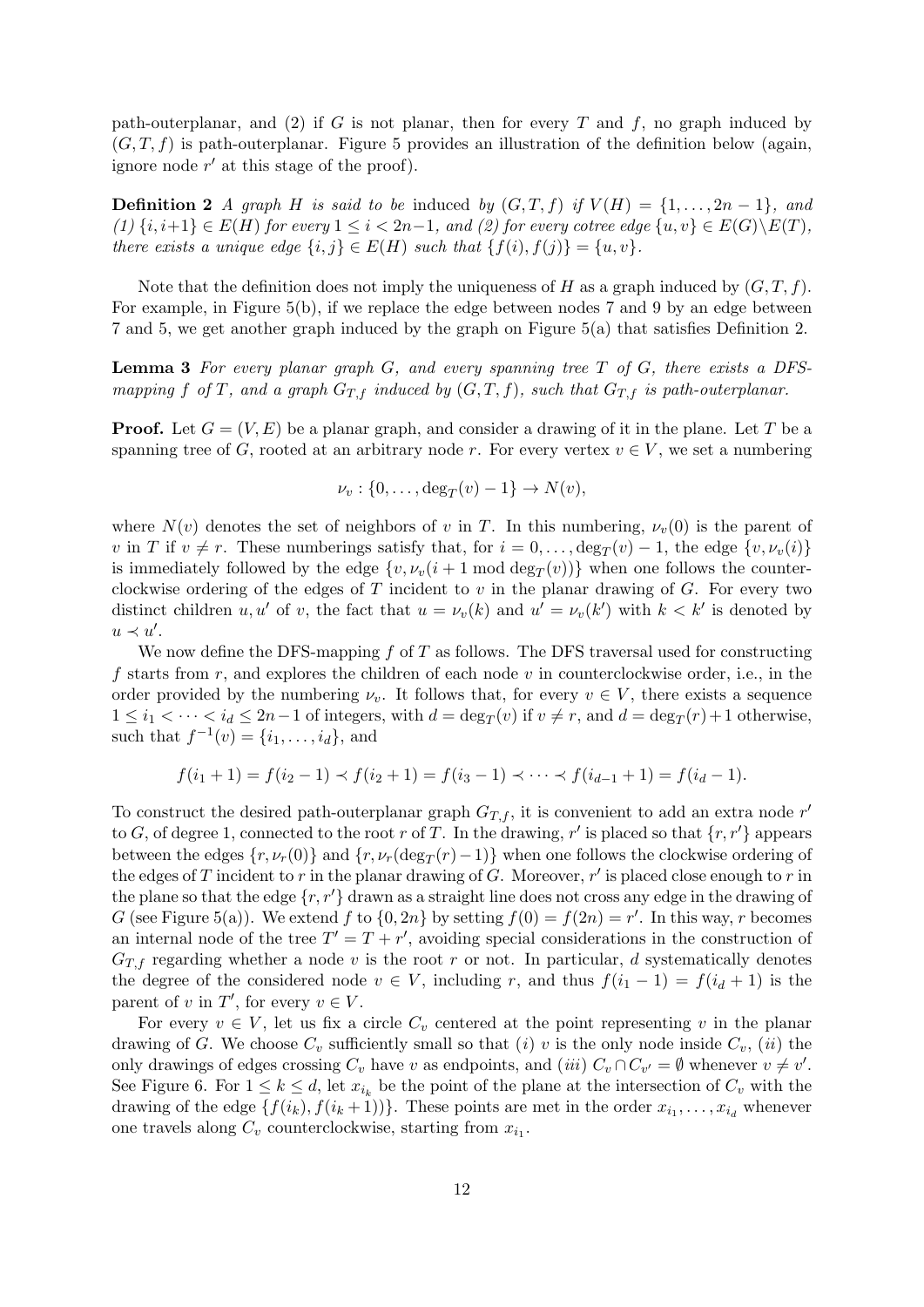path-outerplanar, and (2) if $G$ is not planar, then for every $T$ and $f$, no graph induced by $(G, T, f)$ is path-outerplanar. Figure 5 provides an illustration of the definition below (again, ignore node $r'$ at this stage of the proof).

**Definition 2** *A graph $H$ is said to be* induced *by $(G, T, f)$ if $V(H) = \{1, \ldots, 2n-1\}$, and (1) $\{i, i+1\} \in E(H)$ for every $1 \leq i < 2n-1$, and (2) for every cotree edge $\{u, v\} \in E(G) \setminus E(T)$, there exists a unique edge $\{i, j\} \in E(H)$ such that $\{f(i), f(j)\} = \{u, v\}$.*

Note that the definition does not imply the uniqueness of $H$ as a graph induced by $(G, T, f)$. For example, in Figure 5(b), if we replace the edge between nodes 7 and 9 by an edge between 7 and 5, we get another graph induced by the graph on Figure 5(a) that satisfies Definition 2.

**Lemma 3** *For every planar graph $G$, and every spanning tree $T$ of $G$, there exists a DFS-mapping $f$ of $T$, and a graph $G_{T,f}$ induced by $(G, T, f)$, such that $G_{T,f}$ is path-outerplanar.*

**Proof.** Let $G = (V, E)$ be a planar graph, and consider a drawing of it in the plane. Let $T$ be a spanning tree of $G$, rooted at an arbitrary node $r$. For every vertex $v \in V$, we set a numbering

$$\nu_v : \{0, \ldots, \deg_T(v) - 1\} \to N(v),$$

where $N(v)$ denotes the set of neighbors of $v$ in $T$. In this numbering, $\nu_v(0)$ is the parent of $v$ in $T$ if $v \neq r$. These numberings satisfy that, for $i = 0, \ldots, \deg_T(v) - 1$, the edge $\{v, \nu_v(i)\}$ is immediately followed by the edge $\{v, \nu_v(i + 1 \bmod \deg_T(v))\}$ when one follows the counterclockwise ordering of the edges of $T$ incident to $v$ in the planar drawing of $G$. For every two distinct children $u, u'$ of $v$, the fact that $u = \nu_v(k)$ and $u' = \nu_v(k')$ with $k < k'$ is denoted by $u \prec u'$.

We now define the DFS-mapping $f$ of $T$ as follows. The DFS traversal used for constructing $f$ starts from $r$, and explores the children of each node $v$ in counterclockwise order, i.e., in the order provided by the numbering $\nu_v$. It follows that, for every $v \in V$, there exists a sequence $1 \leq i_1 < \cdots < i_d \leq 2n-1$ of integers, with $d = \deg_T(v)$ if $v \neq r$, and $d = \deg_T(r) + 1$ otherwise, such that $f^{-1}(v) = \{i_1, \ldots, i_d\}$, and

$$f(i_1 + 1) = f(i_2 - 1) \prec f(i_2 + 1) = f(i_3 - 1) \prec \cdots \prec f(i_{d-1} + 1) = f(i_d - 1).$$

To construct the desired path-outerplanar graph $G_{T,f}$, it is convenient to add an extra node $r'$ to $G$, of degree 1, connected to the root $r$ of $T$. In the drawing, $r'$ is placed so that $\{r, r'\}$ appears between the edges $\{r, \nu_r(0)\}$ and $\{r, \nu_r(\deg_T(r) - 1)\}$ when one follows the clockwise ordering of the edges of $T$ incident to $r$ in the planar drawing of $G$. Moreover, $r'$ is placed close enough to $r$ in the plane so that the edge $\{r, r'\}$ drawn as a straight line does not cross any edge in the drawing of $G$ (see Figure 5(a)). We extend $f$ to $\{0, 2n\}$ by setting $f(0) = f(2n) = r'$. In this way, $r$ becomes an internal node of the tree $T' = T + r'$, avoiding special considerations in the construction of $G_{T,f}$ regarding whether a node $v$ is the root $r$ or not. In particular, $d$ systematically denotes the degree of the considered node $v \in V$, including $r$, and thus $f(i_1 - 1) = f(i_d + 1)$ is the parent of $v$ in $T'$, for every $v \in V$.

For every $v \in V$, let us fix a circle $C_v$ centered at the point representing $v$ in the planar drawing of $G$. We choose $C_v$ sufficiently small so that $(i)$ $v$ is the only node inside $C_v$, $(ii)$ the only drawings of edges crossing $C_v$ have $v$ as endpoints, and $(iii)$ $C_v \cap C_{v'} = \emptyset$ whenever $v \neq v'$. See Figure 6. For $1 \leq k \leq d$, let $x_{i_k}$ be the point of the plane at the intersection of $C_v$ with the drawing of the edge $\{f(i_k), f(i_k + 1))\}$. These points are met in the order $x_{i_1}, \ldots, x_{i_d}$ whenever one travels along $C_v$ counterclockwise, starting from $x_{i_1}$.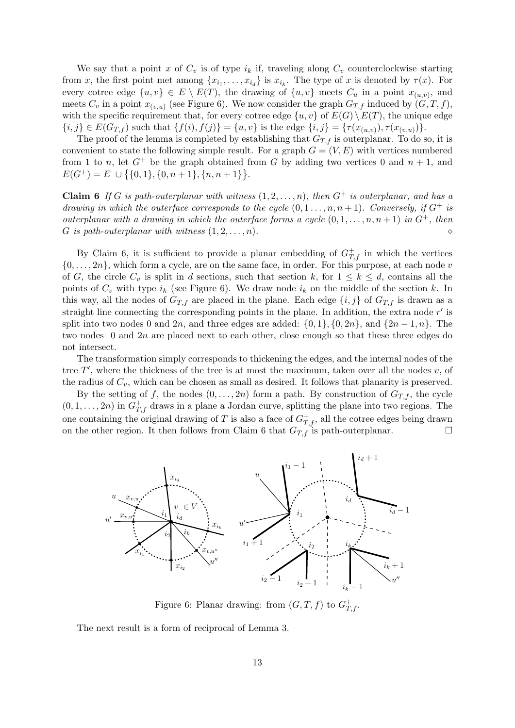We say that a point $x$ of $C_v$ is of type $i_k$ if, traveling along $C_v$ counterclockwise starting from $x$, the first point met among $\{x_{i_1}, \ldots, x_{i_d}\}$ is $x_{i_k}$. The type of $x$ is denoted by $\tau(x)$. For every cotree edge $\{u, v\} \in E \setminus E(T)$, the drawing of $\{u, v\}$ meets $C_u$ in a point $x_{(u,v)}$, and meets $C_v$ in a point $x_{(v,u)}$ (see Figure 6). We now consider the graph $G_{T,f}$ induced by $(G, T, f)$, with the specific requirement that, for every cotree edge $\{u, v\}$ of $E(G) \setminus E(T)$, the unique edge $\{i, j\} \in E(G_{T,f})$ such that $\{f(i), f(j)\} = \{u, v\}$ is the edge $\{i, j\} = \{\tau(x_{(u,v)}), \tau(x_{(v,u)})\}$.

The proof of the lemma is completed by establishing that $G_{T,f}$ is outerplanar. To do so, it is convenient to state the following simple result. For a graph $G = (V, E)$ with vertices numbered from 1 to $n$, let $G^+$ be the graph obtained from $G$ by adding two vertices 0 and $n + 1$, and $E(G^+) = E \cup \{\{0, 1\}, \{0, n + 1\}, \{n, n + 1\}\}$.

**Claim 6** *If $G$ is path-outerplanar with witness $(1, 2, \ldots, n)$, then $G^+$ is outerplanar, and has a drawing in which the outerface corresponds to the cycle $(0, 1 \ldots, n, n + 1)$. Conversely, if $G^+$ is outerplanar with a drawing in which the outerface forms a cycle $(0, 1, \ldots, n, n + 1)$ in $G^+$, then $G$ is path-outerplanar with witness $(1, 2, \ldots, n)$.* $\diamond$

By Claim 6, it is sufficient to provide a planar embedding of $G^+_{T,f}$ in which the vertices $\{0, \ldots, 2n\}$, which form a cycle, are on the same face, in order. For this purpose, at each node $v$ of $G$, the circle $C_v$ is split in $d$ sections, such that section $k$, for $1 \leq k \leq d$, contains all the points of $C_v$ with type $i_k$ (see Figure 6). We draw node $i_k$ on the middle of the section $k$. In this way, all the nodes of $G_{T,f}$ are placed in the plane. Each edge $\{i, j\}$ of $G_{T,f}$ is drawn as a straight line connecting the corresponding points in the plane. In addition, the extra node $r'$ is split into two nodes 0 and $2n$, and three edges are added: $\{0, 1\}, \{0, 2n\}$, and $\{2n - 1, n\}$. The two nodes 0 and $2n$ are placed next to each other, close enough so that these three edges do not intersect.

The transformation simply corresponds to thickening the edges, and the internal nodes of the tree $T'$, where the thickness of the tree is at most the maximum, taken over all the nodes $v$, of the radius of $C_v$, which can be chosen as small as desired. It follows that planarity is preserved.

By the setting of $f$, the nodes $(0, \ldots, 2n)$ form a path. By construction of $G_{T,f}$, the cycle $(0, 1, \ldots, 2n)$ in $G^+_{T,f}$ draws in a plane a Jordan curve, splitting the plane into two regions. The one containing the original drawing of $T$ is also a face of $G^+_{T,f}$, all the cotree edges being drawn on the other region. It then follows from Claim 6 that $G_{T,f}$ is path-outerplanar. $\square$

Figure 6: Planar drawing: from $(G, T, f)$ to $G^+_{T,f}$.

The next result is a form of reciprocal of Lemma 3.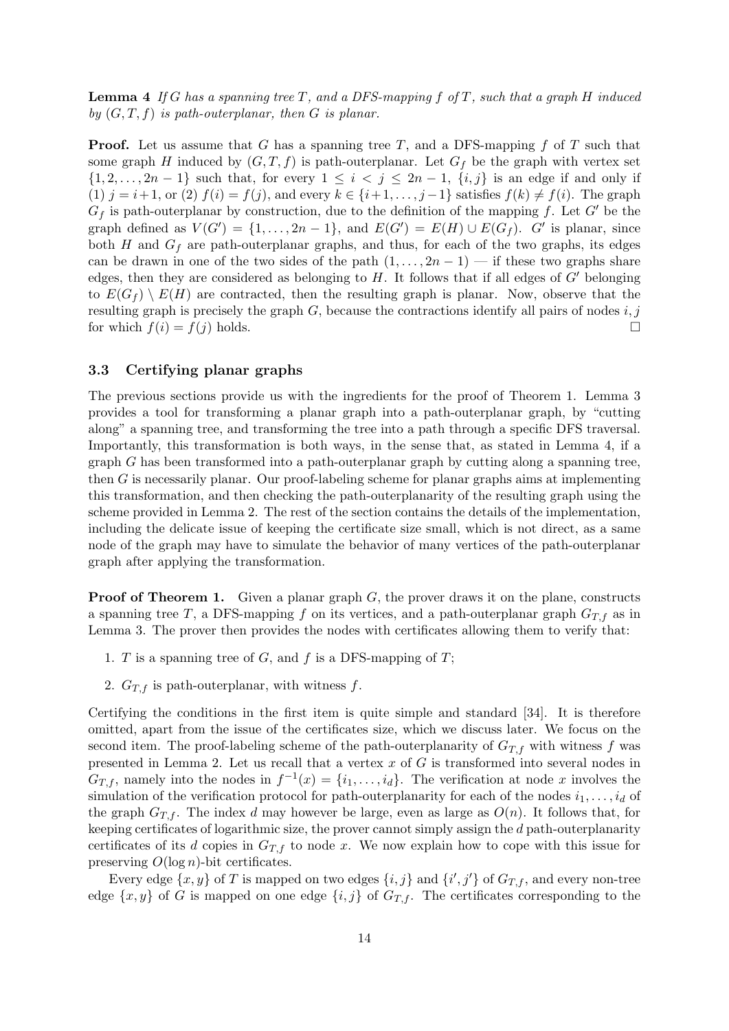**Lemma 4** *If $G$ has a spanning tree $T$, and a DFS-mapping $f$ of $T$, such that a graph $H$ induced by $(G, T, f)$ is path-outerplanar, then $G$ is planar.*

**Proof.** Let us assume that $G$ has a spanning tree $T$, and a DFS-mapping $f$ of $T$ such that some graph $H$ induced by $(G, T, f)$ is path-outerplanar. Let $G_f$ be the graph with vertex set $\{1, 2, \ldots, 2n-1\}$ such that, for every $1 \leq i < j \leq 2n-1$, $\{i, j\}$ is an edge if and only if (1) $j = i+1$, or (2) $f(i) = f(j)$, and every $k \in \{i+1, \ldots, j-1\}$ satisfies $f(k) \neq f(i)$. The graph $G_f$ is path-outerplanar by construction, due to the definition of the mapping $f$. Let $G'$ be the graph defined as $V(G') = \{1, \ldots, 2n-1\}$, and $E(G') = E(H) \cup E(G_f)$. $G'$ is planar, since both $H$ and $G_f$ are path-outerplanar graphs, and thus, for each of the two graphs, its edges can be drawn in one of the two sides of the path $(1, \ldots, 2n-1)$ — if these two graphs share edges, then they are considered as belonging to $H$. It follows that if all edges of $G'$ belonging to $E(G_f) \setminus E(H)$ are contracted, then the resulting graph is planar. Now, observe that the resulting graph is precisely the graph $G$, because the contractions identify all pairs of nodes $i, j$ for which $f(i) = f(j)$ holds. □

### 3.3 Certifying planar graphs

The previous sections provide us with the ingredients for the proof of Theorem 1. Lemma 3 provides a tool for transforming a planar graph into a path-outerplanar graph, by "cutting along" a spanning tree, and transforming the tree into a path through a specific DFS traversal. Importantly, this transformation is both ways, in the sense that, as stated in Lemma 4, if a graph $G$ has been transformed into a path-outerplanar graph by cutting along a spanning tree, then $G$ is necessarily planar. Our proof-labeling scheme for planar graphs aims at implementing this transformation, and then checking the path-outerplanarity of the resulting graph using the scheme provided in Lemma 2. The rest of the section contains the details of the implementation, including the delicate issue of keeping the certificate size small, which is not direct, as a same node of the graph may have to simulate the behavior of many vertices of the path-outerplanar graph after applying the transformation.

**Proof of Theorem 1.** Given a planar graph $G$, the prover draws it on the plane, constructs a spanning tree $T$, a DFS-mapping $f$ on its vertices, and a path-outerplanar graph $G_{T,f}$ as in Lemma 3. The prover then provides the nodes with certificates allowing them to verify that:

1. $T$ is a spanning tree of $G$, and $f$ is a DFS-mapping of $T$;
2. $G_{T,f}$ is path-outerplanar, with witness $f$.

Certifying the conditions in the first item is quite simple and standard [34]. It is therefore omitted, apart from the issue of the certificates size, which we discuss later. We focus on the second item. The proof-labeling scheme of the path-outerplanarity of $G_{T,f}$ with witness $f$ was presented in Lemma 2. Let us recall that a vertex $x$ of $G$ is transformed into several nodes in $G_{T,f}$, namely into the nodes in $f^{-1}(x) = \{i_1, \ldots, i_d\}$. The verification at node $x$ involves the simulation of the verification protocol for path-outerplanarity for each of the nodes $i_1, \ldots, i_d$ of the graph $G_{T,f}$. The index $d$ may however be large, even as large as $O(n)$. It follows that, for keeping certificates of logarithmic size, the prover cannot simply assign the $d$ path-outerplanarity certificates of its $d$ copies in $G_{T,f}$ to node $x$. We now explain how to cope with this issue for preserving $O(\log n)$-bit certificates.

Every edge $\{x, y\}$ of $T$ is mapped on two edges $\{i, j\}$ and $\{i', j'\}$ of $G_{T,f}$, and every non-tree edge $\{x, y\}$ of $G$ is mapped on one edge $\{i, j\}$ of $G_{T,f}$. The certificates corresponding to the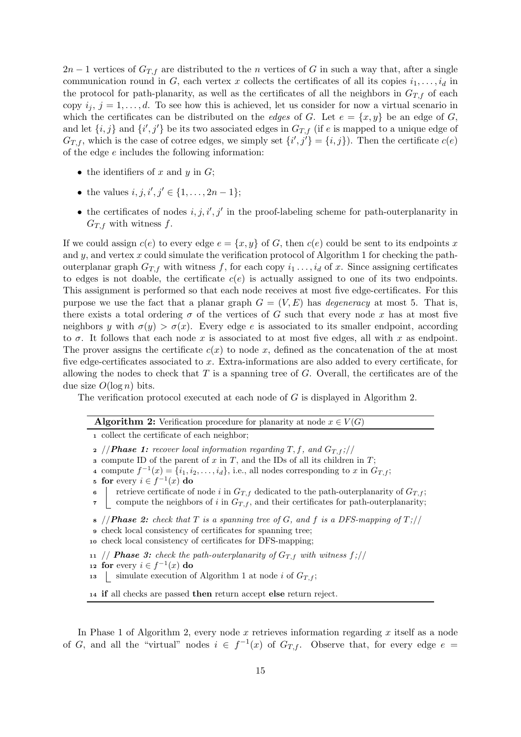$2n-1$ vertices of $G_{T,f}$ are distributed to the $n$ vertices of $G$ in such a way that, after a single communication round in $G$, each vertex $x$ collects the certificates of all its copies $i_1,\dots,i_d$ in the protocol for path-planarity, as well as the certificates of all the neighbors in $G_{T,f}$ of each copy $i_j$, $j=1,\dots,d$. To see how this is achieved, let us consider for now a virtual scenario in which the certificates can be distributed on the *edges* of $G$. Let $e=\{x,y\}$ be an edge of $G$, and let $\{i,j\}$ and $\{i',j'\}$ be its two associated edges in $G_{T,f}$ (if $e$ is mapped to a unique edge of $G_{T,f}$, which is the case of cotree edges, we simply set $\{i',j'\}=\{i,j\}$). Then the certificate $c(e)$ of the edge $e$ includes the following information:

- the identifiers of $x$ and $y$ in $G$;
- the values $i,j,i',j' \in \{1,\dots,2n-1\}$;
- the certificates of nodes $i,j,i',j'$ in the proof-labeling scheme for path-outerplanarity in $G_{T,f}$ with witness $f$.

If we could assign $c(e)$ to every edge $e=\{x,y\}$ of $G$, then $c(e)$ could be sent to its endpoints $x$ and $y$, and vertex $x$ could simulate the verification protocol of Algorithm 1 for checking the path-outerplanar graph $G_{T,f}$ with witness $f$, for each copy $i_1 \dots, i_d$ of $x$. Since assigning certificates to edges is not doable, the certificate $c(e)$ is actually assigned to one of its two endpoints. This assignment is performed so that each node receives at most five edge-certificates. For this purpose we use the fact that a planar graph $G=(V,E)$ has *degeneracy* at most 5. That is, there exists a total ordering $\sigma$ of the vertices of $G$ such that every node $x$ has at most five neighbors $y$ with $\sigma(y)>\sigma(x)$. Every edge $e$ is associated to its smaller endpoint, according to $\sigma$. It follows that each node $x$ is associated to at most five edges, all with $x$ as endpoint. The prover assigns the certificate $c(x)$ to node $x$, defined as the concatenation of the at most five edge-certificates associated to $x$. Extra-informations are also added to every certificate, for allowing the nodes to check that $T$ is a spanning tree of $G$. Overall, the certificates are of the due size $O(\log n)$ bits.

The verification protocol executed at each node of $G$ is displayed in Algorithm 2.

**Algorithm 2:** Verification procedure for planarity at node $x \in V(G)$

```
1  collect the certificate of each neighbor;
2  //Phase 1: recover local information regarding T, f, and G_{T,f};//
3  compute ID of the parent of x in T, and the IDs of all its children in T;
4  compute f^{-1}(x) = {i_1, i_2, ..., i_d}, i.e., all nodes corresponding to x in G_{T,f};
5  for every i ∈ f^{-1}(x) do
6      retrieve certificate of node i in G_{T,f} dedicated to the path-outerplanarity of G_{T,f};
7      compute the neighbors of i in G_{T,f}, and their certificates for path-outerplanarity;
8  //Phase 2: check that T is a spanning tree of G, and f is a DFS-mapping of T;//
9  check local consistency of certificates for spanning tree;
10 check local consistency of certificates for DFS-mapping;
11 // Phase 3: check the path-outerplanarity of G_{T,f} with witness f;//
12 for every i ∈ f^{-1}(x) do
13     simulate execution of Algorithm 1 at node i of G_{T,f};
14 if all checks are passed then return accept else return reject.
```

In Phase 1 of Algorithm 2, every node $x$ retrieves information regarding $x$ itself as a node of $G$, and all the "virtual" nodes $i \in f^{-1}(x)$ of $G_{T,f}$. Observe that, for every edge $e=$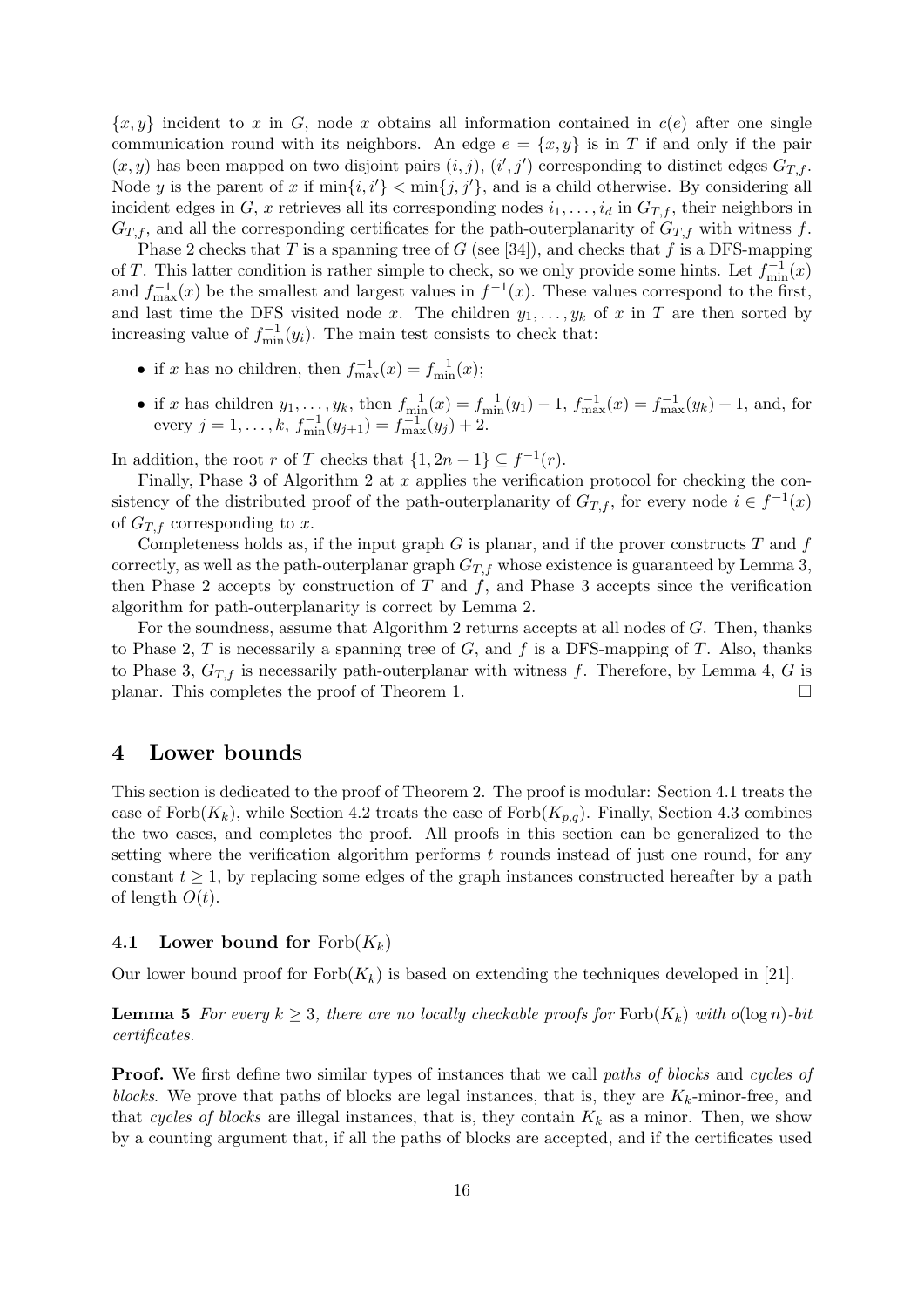$\{x, y\}$ incident to $x$ in $G$, node $x$ obtains all information contained in $c(e)$ after one single communication round with its neighbors. An edge $e = \{x, y\}$ is in $T$ if and only if the pair $(x, y)$ has been mapped on two disjoint pairs $(i, j)$, $(i', j')$ corresponding to distinct edges $G_{T,f}$. Node $y$ is the parent of $x$ if $\min\{i, i'\} < \min\{j, j'\}$, and is a child otherwise. By considering all incident edges in $G$, $x$ retrieves all its corresponding nodes $i_1, \ldots, i_d$ in $G_{T,f}$, their neighbors in $G_{T,f}$, and all the corresponding certificates for the path-outerplanarity of $G_{T,f}$ with witness $f$.

Phase 2 checks that $T$ is a spanning tree of $G$ (see [34]), and checks that $f$ is a DFS-mapping of $T$. This latter condition is rather simple to check, so we only provide some hints. Let $f^{-1}_{\min}(x)$ and $f^{-1}_{\max}(x)$ be the smallest and largest values in $f^{-1}(x)$. These values correspond to the first, and last time the DFS visited node $x$. The children $y_1, \ldots, y_k$ of $x$ in $T$ are then sorted by increasing value of $f^{-1}_{\min}(y_i)$. The main test consists to check that:

- if $x$ has no children, then $f^{-1}_{\max}(x) = f^{-1}_{\min}(x)$;
- if $x$ has children $y_1, \ldots, y_k$, then $f^{-1}_{\min}(x) = f^{-1}_{\min}(y_1) - 1$, $f^{-1}_{\max}(x) = f^{-1}_{\max}(y_k) + 1$, and, for every $j = 1, \ldots, k$, $f^{-1}_{\min}(y_{j+1}) = f^{-1}_{\max}(y_j) + 2$.

In addition, the root $r$ of $T$ checks that $\{1, 2n - 1\} \subseteq f^{-1}(r)$.

Finally, Phase 3 of Algorithm 2 at $x$ applies the verification protocol for checking the consistency of the distributed proof of the path-outerplanarity of $G_{T,f}$, for every node $i \in f^{-1}(x)$ of $G_{T,f}$ corresponding to $x$.

Completeness holds as, if the input graph $G$ is planar, and if the prover constructs $T$ and $f$ correctly, as well as the path-outerplanar graph $G_{T,f}$ whose existence is guaranteed by Lemma 3, then Phase 2 accepts by construction of $T$ and $f$, and Phase 3 accepts since the verification algorithm for path-outerplanarity is correct by Lemma 2.

For the soundness, assume that Algorithm 2 returns accepts at all nodes of $G$. Then, thanks to Phase 2, $T$ is necessarily a spanning tree of $G$, and $f$ is a DFS-mapping of $T$. Also, thanks to Phase 3, $G_{T,f}$ is necessarily path-outerplanar with witness $f$. Therefore, by Lemma 4, $G$ is planar. This completes the proof of Theorem 1. □

## 4 Lower bounds

This section is dedicated to the proof of Theorem 2. The proof is modular: Section 4.1 treats the case of $\text{Forb}(K_k)$, while Section 4.2 treats the case of $\text{Forb}(K_{p,q})$. Finally, Section 4.3 combines the two cases, and completes the proof. All proofs in this section can be generalized to the setting where the verification algorithm performs $t$ rounds instead of just one round, for any constant $t \geq 1$, by replacing some edges of the graph instances constructed hereafter by a path of length $O(t)$.

### 4.1 Lower bound for $\text{Forb}(K_k)$

Our lower bound proof for $\text{Forb}(K_k)$ is based on extending the techniques developed in [21].

**Lemma 5** *For every $k \geq 3$, there are no locally checkable proofs for $\text{Forb}(K_k)$ with $o(\log n)$-bit certificates.*

**Proof.** We first define two similar types of instances that we call *paths of blocks* and *cycles of blocks*. We prove that paths of blocks are legal instances, that is, they are $K_k$-minor-free, and that *cycles of blocks* are illegal instances, that is, they contain $K_k$ as a minor. Then, we show by a counting argument that, if all the paths of blocks are accepted, and if the certificates used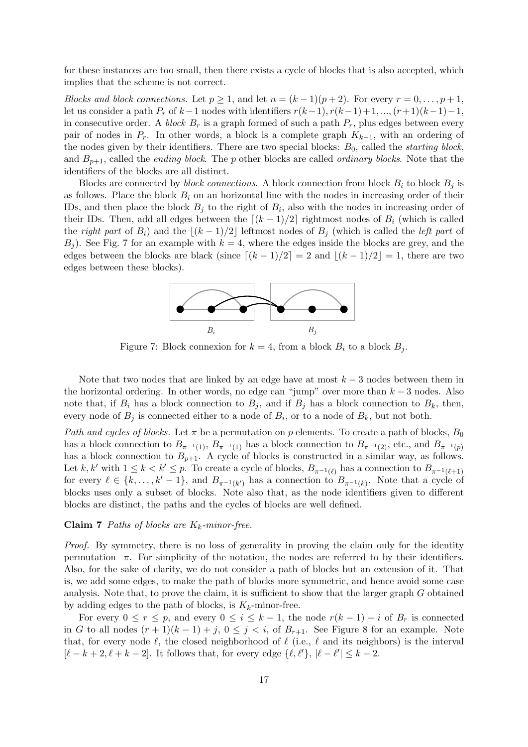for these instances are too small, then there exists a cycle of blocks that is also accepted, which implies that the scheme is not correct.

*Blocks and block connections.* Let $p \geq 1$, and let $n = (k-1)(p+2)$. For every $r = 0, \dots, p+1$, let us consider a path $P_r$ of $k-1$ nodes with identifiers $r(k-1), r(k-1)+1, ..., (r+1)(k-1)-1$, in consecutive order. A *block* $B_r$ is a graph formed of such a path $P_r$, plus edges between every pair of nodes in $P_r$. In other words, a block is a complete graph $K_{k-1}$, with an ordering of the nodes given by their identifiers. There are two special blocks: $B_0$, called the *starting block*, and $B_{p+1}$, called the *ending block*. The $p$ other blocks are called *ordinary blocks*. Note that the identifiers of the blocks are all distinct.

Blocks are connected by *block connections*. A block connection from block $B_i$ to block $B_j$ is as follows. Place the block $B_i$ on an horizontal line with the nodes in increasing order of their IDs, and then place the block $B_j$ to the right of $B_i$, also with the nodes in increasing order of their IDs. Then, add all edges between the $\lceil (k-1)/2 \rceil$ rightmost nodes of $B_i$ (which is called the *right part* of $B_i$) and the $\lfloor (k-1)/2 \rfloor$ leftmost nodes of $B_j$ (which is called the *left part* of $B_j$). See Fig. 7 for an example with $k = 4$, where the edges inside the blocks are grey, and the edges between the blocks are black (since $\lceil (k-1)/2 \rceil = 2$ and $\lfloor (k-1)/2 \rfloor = 1$, there are two edges between these blocks).

Figure 7: Block connexion for $k = 4$, from a block $B_i$ to a block $B_j$.

Note that two nodes that are linked by an edge have at most $k-3$ nodes between them in the horizontal ordering. In other words, no edge can "jump" over more than $k-3$ nodes. Also note that, if $B_i$ has a block connection to $B_j$, and if $B_j$ has a block connection to $B_k$, then, every node of $B_j$ is connected either to a node of $B_i$, or to a node of $B_k$, but not both.

*Path and cycles of blocks.* Let $\pi$ be a permutation on $p$ elements. To create a path of blocks, $B_0$ has a block connection to $B_{\pi^{-1}(1)}$, $B_{\pi^{-1}(1)}$ has a block connection to $B_{\pi^{-1}(2)}$, etc., and $B_{\pi^{-1}(p)}$ has a block connection to $B_{p+1}$. A cycle of blocks is constructed in a similar way, as follows. Let $k, k'$ with $1 \leq k < k' \leq p$. To create a cycle of blocks, $B_{\pi^{-1}(\ell)}$ has a connection to $B_{\pi^{-1}(\ell+1)}$ for every $\ell \in \{k, \dots, k'-1\}$, and $B_{\pi^{-1}(k')}$ has a connection to $B_{\pi^{-1}(k)}$. Note that a cycle of blocks uses only a subset of blocks. Note also that, as the node identifiers given to different blocks are distinct, the paths and the cycles of blocks are well defined.

**Claim 7** *Paths of blocks are $K_k$-minor-free.*

*Proof.* By symmetry, there is no loss of generality in proving the claim only for the identity permutation $\pi$. For simplicity of the notation, the nodes are referred to by their identifiers. Also, for the sake of clarity, we do not consider a path of blocks but an extension of it. That is, we add some edges, to make the path of blocks more symmetric, and hence avoid some case analysis. Note that, to prove the claim, it is sufficient to show that the larger graph $G$ obtained by adding edges to the path of blocks, is $K_k$-minor-free.

For every $0 \leq r \leq p$, and every $0 \leq i \leq k-1$, the node $r(k-1)+i$ of $B_r$ is connected in $G$ to all nodes $(r+1)(k-1)+j$, $0 \leq j < i$, of $B_{r+1}$. See Figure 8 for an example. Note that, for every node $\ell$, the closed neighborhood of $\ell$ (i.e., $\ell$ and its neighbors) is the interval $[\ell-k+2, \ell+k-2]$. It follows that, for every edge $\{\ell, \ell'\}$, $|\ell - \ell'| \leq k-2$.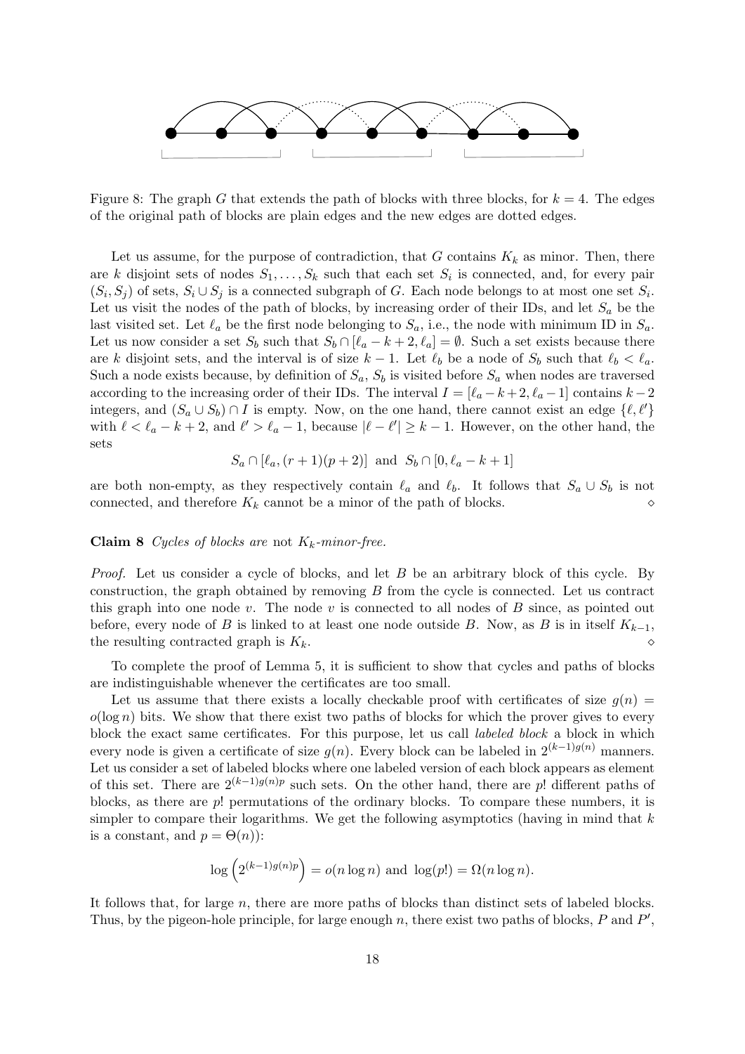Figure 8: The graph $G$ that extends the path of blocks with three blocks, for $k = 4$. The edges of the original path of blocks are plain edges and the new edges are dotted edges.

Let us assume, for the purpose of contradiction, that $G$ contains $K_k$ as minor. Then, there are $k$ disjoint sets of nodes $S_1, \dots, S_k$ such that each set $S_i$ is connected, and, for every pair $(S_i, S_j)$ of sets, $S_i \cup S_j$ is a connected subgraph of $G$. Each node belongs to at most one set $S_i$. Let us visit the nodes of the path of blocks, by increasing order of their IDs, and let $S_a$ be the last visited set. Let $\ell_a$ be the first node belonging to $S_a$, i.e., the node with minimum ID in $S_a$. Let us now consider a set $S_b$ such that $S_b \cap [\ell_a - k + 2, \ell_a] = \emptyset$. Such a set exists because there are $k$ disjoint sets, and the interval is of size $k - 1$. Let $\ell_b$ be a node of $S_b$ such that $\ell_b < \ell_a$. Such a node exists because, by definition of $S_a$, $S_b$ is visited before $S_a$ when nodes are traversed according to the increasing order of their IDs. The interval $I = [\ell_a - k + 2, \ell_a - 1]$ contains $k - 2$ integers, and $(S_a \cup S_b) \cap I$ is empty. Now, on the one hand, there cannot exist an edge $\{\ell, \ell'\}$ with $\ell < \ell_a - k + 2$, and $\ell' > \ell_a - 1$, because $|\ell - \ell'| \geq k - 1$. However, on the other hand, the sets

$$S_a \cap [\ell_a, (r + 1)(p + 2)] \text{ and } S_b \cap [0, \ell_a - k + 1]$$

are both non-empty, as they respectively contain $\ell_a$ and $\ell_b$. It follows that $S_a \cup S_b$ is not connected, and therefore $K_k$ cannot be a minor of the path of blocks. $\diamond$

**Claim 8** *Cycles of blocks are* not *$K_k$-minor-free.*

*Proof.* Let us consider a cycle of blocks, and let $B$ be an arbitrary block of this cycle. By construction, the graph obtained by removing $B$ from the cycle is connected. Let us contract this graph into one node $v$. The node $v$ is connected to all nodes of $B$ since, as pointed out before, every node of $B$ is linked to at least one node outside $B$. Now, as $B$ is in itself $K_{k-1}$, the resulting contracted graph is $K_k$. $\diamond$

To complete the proof of Lemma 5, it is sufficient to show that cycles and paths of blocks are indistinguishable whenever the certificates are too small.

Let us assume that there exists a locally checkable proof with certificates of size $g(n) = o(\log n)$ bits. We show that there exist two paths of blocks for which the prover gives to every block the exact same certificates. For this purpose, let us call *labeled block* a block in which every node is given a certificate of size $g(n)$. Every block can be labeled in $2^{(k-1)g(n)}$ manners. Let us consider a set of labeled blocks where one labeled version of each block appears as element of this set. There are $2^{(k-1)g(n)p}$ such sets. On the other hand, there are $p!$ different paths of blocks, as there are $p!$ permutations of the ordinary blocks. To compare these numbers, it is simpler to compare their logarithms. We get the following asymptotics (having in mind that $k$ is a constant, and $p = \Theta(n)$):

$$\log\left(2^{(k-1)g(n)p}\right) = o(n \log n) \text{ and } \log(p!) = \Omega(n \log n).$$

It follows that, for large $n$, there are more paths of blocks than distinct sets of labeled blocks. Thus, by the pigeon-hole principle, for large enough $n$, there exist two paths of blocks, $P$ and $P'$,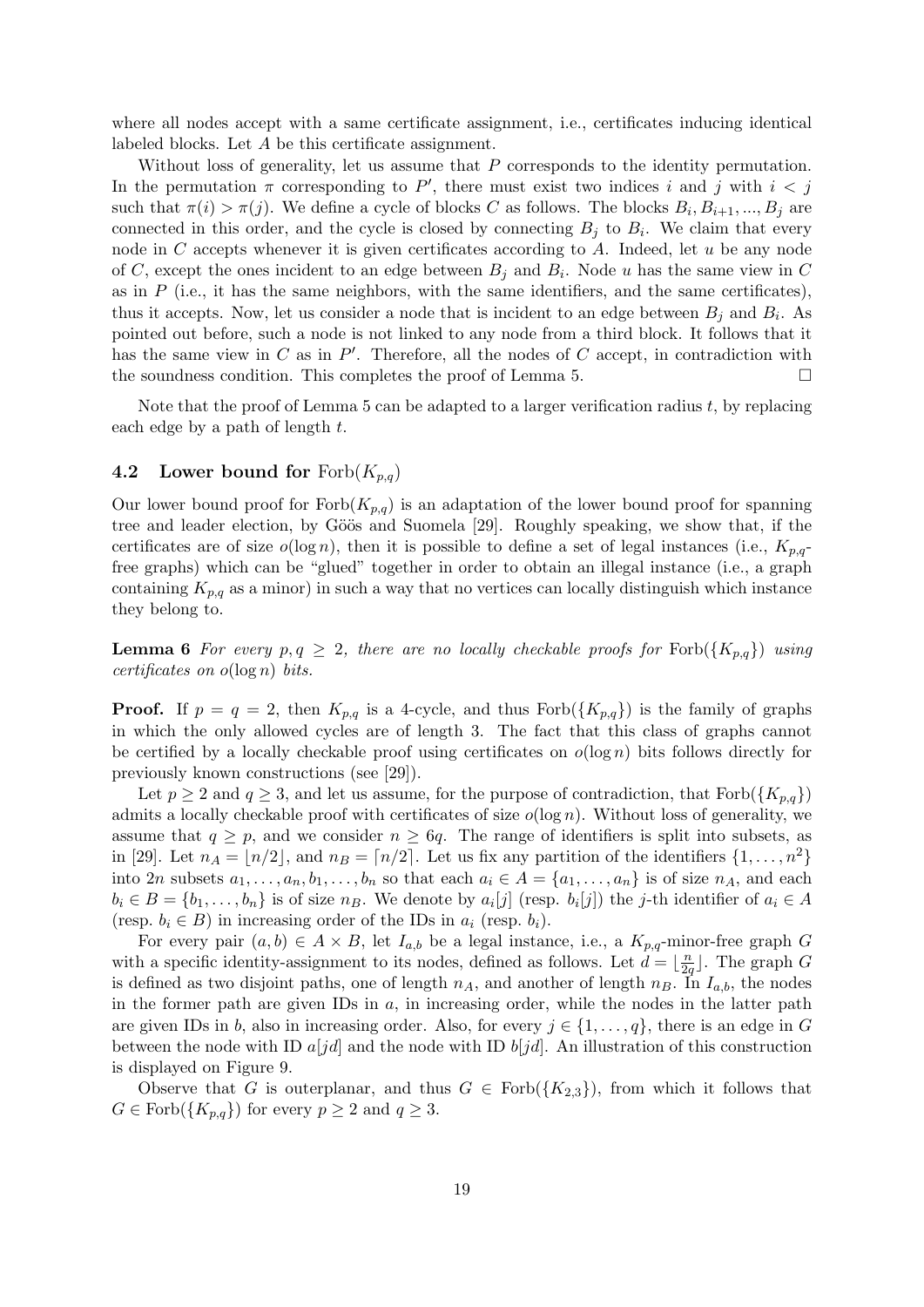where all nodes accept with a same certificate assignment, i.e., certificates inducing identical labeled blocks. Let $A$ be this certificate assignment.

Without loss of generality, let us assume that $P$ corresponds to the identity permutation. In the permutation $\pi$ corresponding to $P'$, there must exist two indices $i$ and $j$ with $i < j$ such that $\pi(i) > \pi(j)$. We define a cycle of blocks $C$ as follows. The blocks $B_i, B_{i+1}, ..., B_j$ are connected in this order, and the cycle is closed by connecting $B_j$ to $B_i$. We claim that every node in $C$ accepts whenever it is given certificates according to $A$. Indeed, let $u$ be any node of $C$, except the ones incident to an edge between $B_j$ and $B_i$. Node $u$ has the same view in $C$ as in $P$ (i.e., it has the same neighbors, with the same identifiers, and the same certificates), thus it accepts. Now, let us consider a node that is incident to an edge between $B_j$ and $B_i$. As pointed out before, such a node is not linked to any node from a third block. It follows that it has the same view in $C$ as in $P'$. Therefore, all the nodes of $C$ accept, in contradiction with the soundness condition. This completes the proof of Lemma 5. □

Note that the proof of Lemma 5 can be adapted to a larger verification radius $t$, by replacing each edge by a path of length $t$.

### 4.2 Lower bound for $\mathrm{Forb}(K_{p,q})$

Our lower bound proof for $\mathrm{Forb}(K_{p,q})$ is an adaptation of the lower bound proof for spanning tree and leader election, by Göös and Suomela [29]. Roughly speaking, we show that, if the certificates are of size $o(\log n)$, then it is possible to define a set of legal instances (i.e., $K_{p,q}$-free graphs) which can be "glued" together in order to obtain an illegal instance (i.e., a graph containing $K_{p,q}$ as a minor) in such a way that no vertices can locally distinguish which instance they belong to.

**Lemma 6** *For every $p, q \geq 2$, there are no locally checkable proofs for $\mathrm{Forb}(\{K_{p,q}\})$ using certificates on $o(\log n)$ bits.*

**Proof.** If $p = q = 2$, then $K_{p,q}$ is a 4-cycle, and thus $\mathrm{Forb}(\{K_{p,q}\})$ is the family of graphs in which the only allowed cycles are of length 3. The fact that this class of graphs cannot be certified by a locally checkable proof using certificates on $o(\log n)$ bits follows directly for previously known constructions (see [29]).

Let $p \geq 2$ and $q \geq 3$, and let us assume, for the purpose of contradiction, that $\mathrm{Forb}(\{K_{p,q}\})$ admits a locally checkable proof with certificates of size $o(\log n)$. Without loss of generality, we assume that $q \geq p$, and we consider $n \geq 6q$. The range of identifiers is split into subsets, as in [29]. Let $n_A = \lfloor n/2 \rfloor$, and $n_B = \lceil n/2 \rceil$. Let us fix any partition of the identifiers $\{1, \ldots, n^2\}$ into $2n$ subsets $a_1, \ldots, a_n, b_1, \ldots, b_n$ so that each $a_i \in A = \{a_1, \ldots, a_n\}$ is of size $n_A$, and each $b_i \in B = \{b_1, \ldots, b_n\}$ is of size $n_B$. We denote by $a_i[j]$ (resp. $b_i[j]$) the $j$-th identifier of $a_i \in A$ (resp. $b_i \in B$) in increasing order of the IDs in $a_i$ (resp. $b_i$).

For every pair $(a, b) \in A \times B$, let $I_{a,b}$ be a legal instance, i.e., a $K_{p,q}$-minor-free graph $G$ with a specific identity-assignment to its nodes, defined as follows. Let $d = \lfloor \frac{n}{2q} \rfloor$. The graph $G$ is defined as two disjoint paths, one of length $n_A$, and another of length $n_B$. In $I_{a,b}$, the nodes in the former path are given IDs in $a$, in increasing order, while the nodes in the latter path are given IDs in $b$, also in increasing order. Also, for every $j \in \{1, \ldots, q\}$, there is an edge in $G$ between the node with ID $a[jd]$ and the node with ID $b[jd]$. An illustration of this construction is displayed on Figure 9.

Observe that $G$ is outerplanar, and thus $G \in \mathrm{Forb}(\{K_{2,3}\})$, from which it follows that $G \in \mathrm{Forb}(\{K_{p,q}\})$ for every $p \geq 2$ and $q \geq 3$.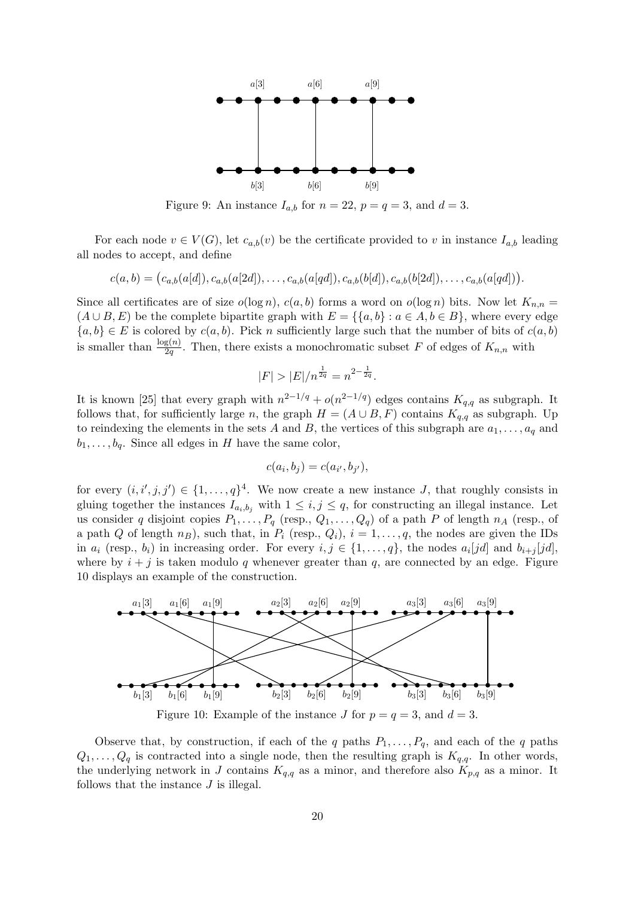Figure 9: An instance $I_{a,b}$ for $n = 22$, $p = q = 3$, and $d = 3$.

For each node $v \in V(G)$, let $c_{a,b}(v)$ be the certificate provided to $v$ in instance $I_{a,b}$ leading all nodes to accept, and define

$$c(a, b) = \big(c_{a,b}(a[d]), c_{a,b}(a[2d]), \ldots, c_{a,b}(a[qd]), c_{a,b}(b[d]), c_{a,b}(b[2d]), \ldots, c_{a,b}(a[qd])\big).$$

Since all certificates are of size $o(\log n)$, $c(a, b)$ forms a word on $o(\log n)$ bits. Now let $K_{n,n} = (A \cup B, E)$ be the complete bipartite graph with $E = \{\{a, b\} : a \in A, b \in B\}$, where every edge $\{a, b\} \in E$ is colored by $c(a, b)$. Pick $n$ sufficiently large such that the number of bits of $c(a, b)$ is smaller than $\frac{\log(n)}{2q}$. Then, there exists a monochromatic subset $F$ of edges of $K_{n,n}$ with

$$|F| > |E|/n^{\frac{1}{2q}} = n^{2-\frac{1}{2q}}.$$

It is known [25] that every graph with $n^{2-1/q} + o(n^{2-1/q})$ edges contains $K_{q,q}$ as subgraph. It follows that, for sufficiently large $n$, the graph $H = (A \cup B, F)$ contains $K_{q,q}$ as subgraph. Up to reindexing the elements in the sets $A$ and $B$, the vertices of this subgraph are $a_1, \ldots, a_q$ and $b_1, \ldots, b_q$. Since all edges in $H$ have the same color,

$$c(a_i, b_j) = c(a_{i'}, b_{j'}),$$

for every $(i, i', j, j') \in \{1, \ldots, q\}^4$. We now create a new instance $J$, that roughly consists in gluing together the instances $I_{a_i,b_j}$ with $1 \leq i, j \leq q$, for constructing an illegal instance. Let us consider $q$ disjoint copies $P_1, \ldots, P_q$ (resp., $Q_1, \ldots, Q_q$) of a path $P$ of length $n_A$ (resp., of a path $Q$ of length $n_B$), such that, in $P_i$ (resp., $Q_i$), $i = 1, \ldots, q$, the nodes are given the IDs in $a_i$ (resp., $b_i$) in increasing order. For every $i, j \in \{1, \ldots, q\}$, the nodes $a_i[jd]$ and $b_{i+j}[jd]$, where by $i + j$ is taken modulo $q$ whenever greater than $q$, are connected by an edge. Figure 10 displays an example of the construction.

Figure 10: Example of the instance $J$ for $p = q = 3$, and $d = 3$.

Observe that, by construction, if each of the $q$ paths $P_1, \ldots, P_q$, and each of the $q$ paths $Q_1, \ldots, Q_q$ is contracted into a single node, then the resulting graph is $K_{q,q}$. In other words, the underlying network in $J$ contains $K_{q,q}$ as a minor, and therefore also $K_{p,q}$ as a minor. It follows that the instance $J$ is illegal.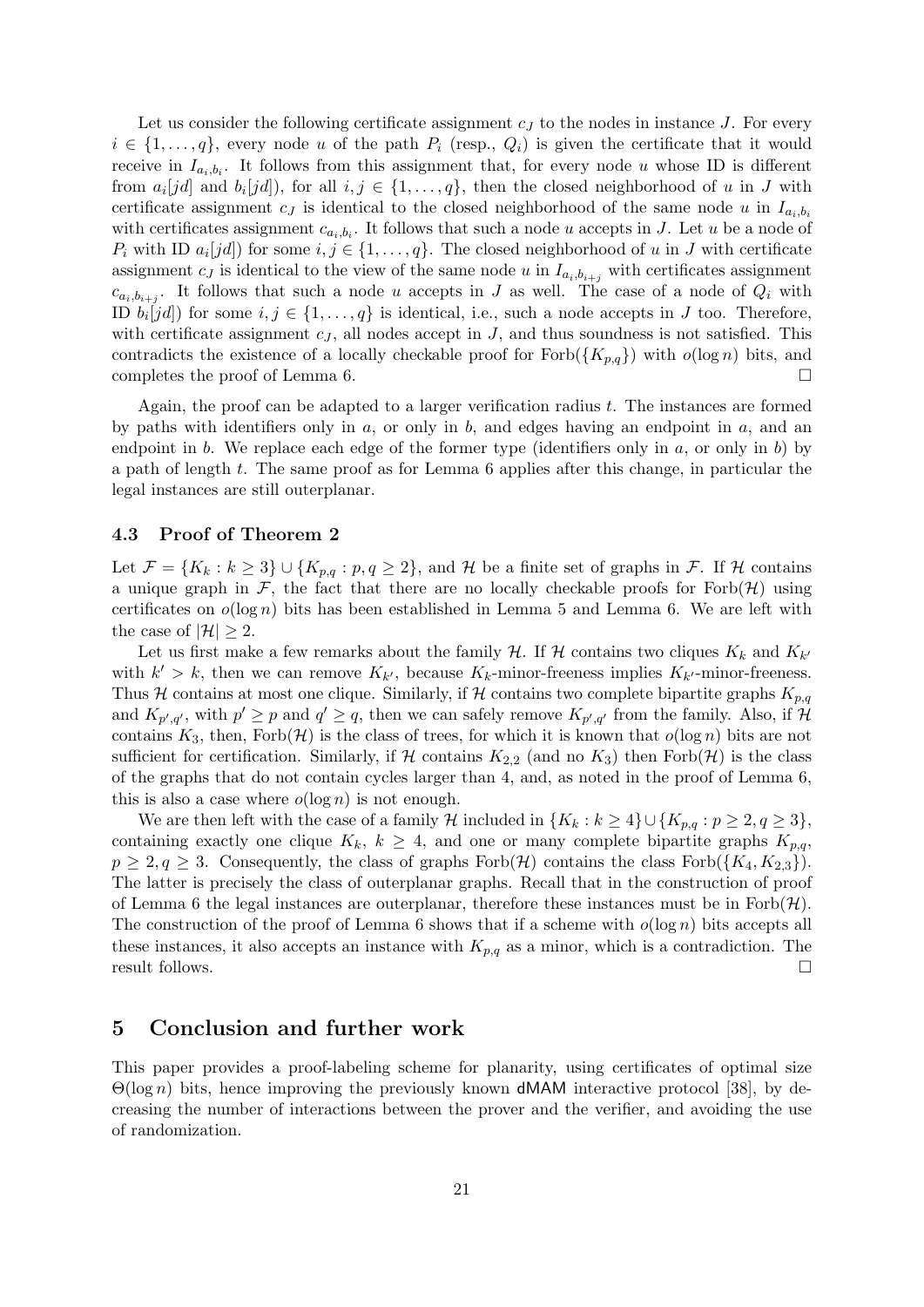Let us consider the following certificate assignment $c_J$ to the nodes in instance $J$. For every $i \in \{1,\dots,q\}$, every node $u$ of the path $P_i$ (resp., $Q_i$) is given the certificate that it would receive in $I_{a_i,b_i}$. It follows from this assignment that, for every node $u$ whose ID is different from $a_i[jd]$ and $b_i[jd]$), for all $i,j \in \{1,\dots,q\}$, then the closed neighborhood of $u$ in $J$ with certificate assignment $c_J$ is identical to the closed neighborhood of the same node $u$ in $I_{a_i,b_i}$ with certificates assignment $c_{a_i,b_i}$. It follows that such a node $u$ accepts in $J$. Let $u$ be a node of $P_i$ with ID $a_i[jd]$) for some $i,j \in \{1,\dots,q\}$. The closed neighborhood of $u$ in $J$ with certificate assignment $c_J$ is identical to the view of the same node $u$ in $I_{a_i,b_{i+j}}$ with certificates assignment $c_{a_i,b_{i+j}}$. It follows that such a node $u$ accepts in $J$ as well. The case of a node of $Q_i$ with ID $b_i[jd]$) for some $i,j \in \{1,\dots,q\}$ is identical, i.e., such a node accepts in $J$ too. Therefore, with certificate assignment $c_J$, all nodes accept in $J$, and thus soundness is not satisfied. This contradicts the existence of a locally checkable proof for $\text{Forb}(\{K_{p,q}\})$ with $o(\log n)$ bits, and completes the proof of Lemma 6. □

Again, the proof can be adapted to a larger verification radius $t$. The instances are formed by paths with identifiers only in $a$, or only in $b$, and edges having an endpoint in $a$, and an endpoint in $b$. We replace each edge of the former type (identifiers only in $a$, or only in $b$) by a path of length $t$. The same proof as for Lemma 6 applies after this change, in particular the legal instances are still outerplanar.

### 4.3 Proof of Theorem 2

Let $\mathcal{F} = \{K_k : k \geq 3\} \cup \{K_{p,q} : p,q \geq 2\}$, and $\mathcal{H}$ be a finite set of graphs in $\mathcal{F}$. If $\mathcal{H}$ contains a unique graph in $\mathcal{F}$, the fact that there are no locally checkable proofs for $\text{Forb}(\mathcal{H})$ using certificates on $o(\log n)$ bits has been established in Lemma 5 and Lemma 6. We are left with the case of $|\mathcal{H}| \geq 2$.

Let us first make a few remarks about the family $\mathcal{H}$. If $\mathcal{H}$ contains two cliques $K_k$ and $K_{k'}$ with $k' > k$, then we can remove $K_{k'}$, because $K_k$-minor-freeness implies $K_{k'}$-minor-freeness. Thus $\mathcal{H}$ contains at most one clique. Similarly, if $\mathcal{H}$ contains two complete bipartite graphs $K_{p,q}$ and $K_{p',q'}$, with $p' \geq p$ and $q' \geq q$, then we can safely remove $K_{p',q'}$ from the family. Also, if $\mathcal{H}$ contains $K_3$, then, $\text{Forb}(\mathcal{H})$ is the class of trees, for which it is known that $o(\log n)$ bits are not sufficient for certification. Similarly, if $\mathcal{H}$ contains $K_{2,2}$ (and no $K_3$) then $\text{Forb}(\mathcal{H})$ is the class of the graphs that do not contain cycles larger than 4, and, as noted in the proof of Lemma 6, this is also a case where $o(\log n)$ is not enough.

We are then left with the case of a family $\mathcal{H}$ included in $\{K_k : k \geq 4\} \cup \{K_{p,q} : p \geq 2, q \geq 3\}$, containing exactly one clique $K_k$, $k \geq 4$, and one or many complete bipartite graphs $K_{p,q}$, $p \geq 2, q \geq 3$. Consequently, the class of graphs $\text{Forb}(\mathcal{H})$ contains the class $\text{Forb}(\{K_4, K_{2,3}\})$. The latter is precisely the class of outerplanar graphs. Recall that in the construction of proof of Lemma 6 the legal instances are outerplanar, therefore these instances must be in $\text{Forb}(\mathcal{H})$. The construction of the proof of Lemma 6 shows that if a scheme with $o(\log n)$ bits accepts all these instances, it also accepts an instance with $K_{p,q}$ as a minor, which is a contradiction. The result follows. □

## 5 Conclusion and further work

This paper provides a proof-labeling scheme for planarity, using certificates of optimal size $\Theta(\log n)$ bits, hence improving the previously known dMAM interactive protocol [38], by decreasing the number of interactions between the prover and the verifier, and avoiding the use of randomization.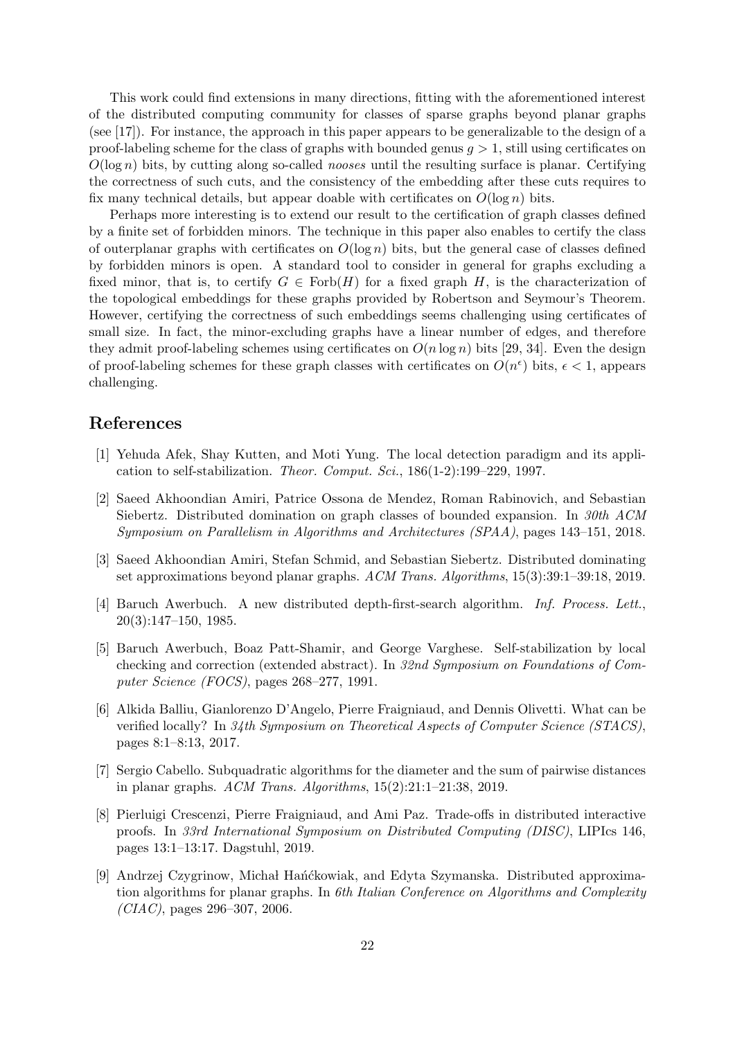This work could find extensions in many directions, fitting with the aforementioned interest of the distributed computing community for classes of sparse graphs beyond planar graphs (see [17]). For instance, the approach in this paper appears to be generalizable to the design of a proof-labeling scheme for the class of graphs with bounded genus $g > 1$, still using certificates on $O(\log n)$ bits, by cutting along so-called *nooses* until the resulting surface is planar. Certifying the correctness of such cuts, and the consistency of the embedding after these cuts requires to fix many technical details, but appear doable with certificates on $O(\log n)$ bits.

Perhaps more interesting is to extend our result to the certification of graph classes defined by a finite set of forbidden minors. The technique in this paper also enables to certify the class of outerplanar graphs with certificates on $O(\log n)$ bits, but the general case of classes defined by forbidden minors is open. A standard tool to consider in general for graphs excluding a fixed minor, that is, to certify $G \in \text{Forb}(H)$ for a fixed graph $H$, is the characterization of the topological embeddings for these graphs provided by Robertson and Seymour's Theorem. However, certifying the correctness of such embeddings seems challenging using certificates of small size. In fact, the minor-excluding graphs have a linear number of edges, and therefore they admit proof-labeling schemes using certificates on $O(n \log n)$ bits [29, 34]. Even the design of proof-labeling schemes for these graph classes with certificates on $O(n^\epsilon)$ bits, $\epsilon < 1$, appears challenging.

## References

[1] Yehuda Afek, Shay Kutten, and Moti Yung. The local detection paradigm and its application to self-stabilization. *Theor. Comput. Sci.*, 186(1-2):199–229, 1997.

[2] Saeed Akhoondian Amiri, Patrice Ossona de Mendez, Roman Rabinovich, and Sebastian Siebertz. Distributed domination on graph classes of bounded expansion. In *30th ACM Symposium on Parallelism in Algorithms and Architectures (SPAA)*, pages 143–151, 2018.

[3] Saeed Akhoondian Amiri, Stefan Schmid, and Sebastian Siebertz. Distributed dominating set approximations beyond planar graphs. *ACM Trans. Algorithms*, 15(3):39:1–39:18, 2019.

[4] Baruch Awerbuch. A new distributed depth-first-search algorithm. *Inf. Process. Lett.*, 20(3):147–150, 1985.

[5] Baruch Awerbuch, Boaz Patt-Shamir, and George Varghese. Self-stabilization by local checking and correction (extended abstract). In *32nd Symposium on Foundations of Computer Science (FOCS)*, pages 268–277, 1991.

[6] Alkida Balliu, Gianlorenzo D'Angelo, Pierre Fraigniaud, and Dennis Olivetti. What can be verified locally? In *34th Symposium on Theoretical Aspects of Computer Science (STACS)*, pages 8:1–8:13, 2017.

[7] Sergio Cabello. Subquadratic algorithms for the diameter and the sum of pairwise distances in planar graphs. *ACM Trans. Algorithms*, 15(2):21:1–21:38, 2019.

[8] Pierluigi Crescenzi, Pierre Fraigniaud, and Ami Paz. Trade-offs in distributed interactive proofs. In *33rd International Symposium on Distributed Computing (DISC)*, LIPIcs 146, pages 13:1–13:17. Dagstuhl, 2019.

[9] Andrzej Czygrinow, Michał Hańćkowiak, and Edyta Szymanska. Distributed approximation algorithms for planar graphs. In *6th Italian Conference on Algorithms and Complexity (CIAC)*, pages 296–307, 2006.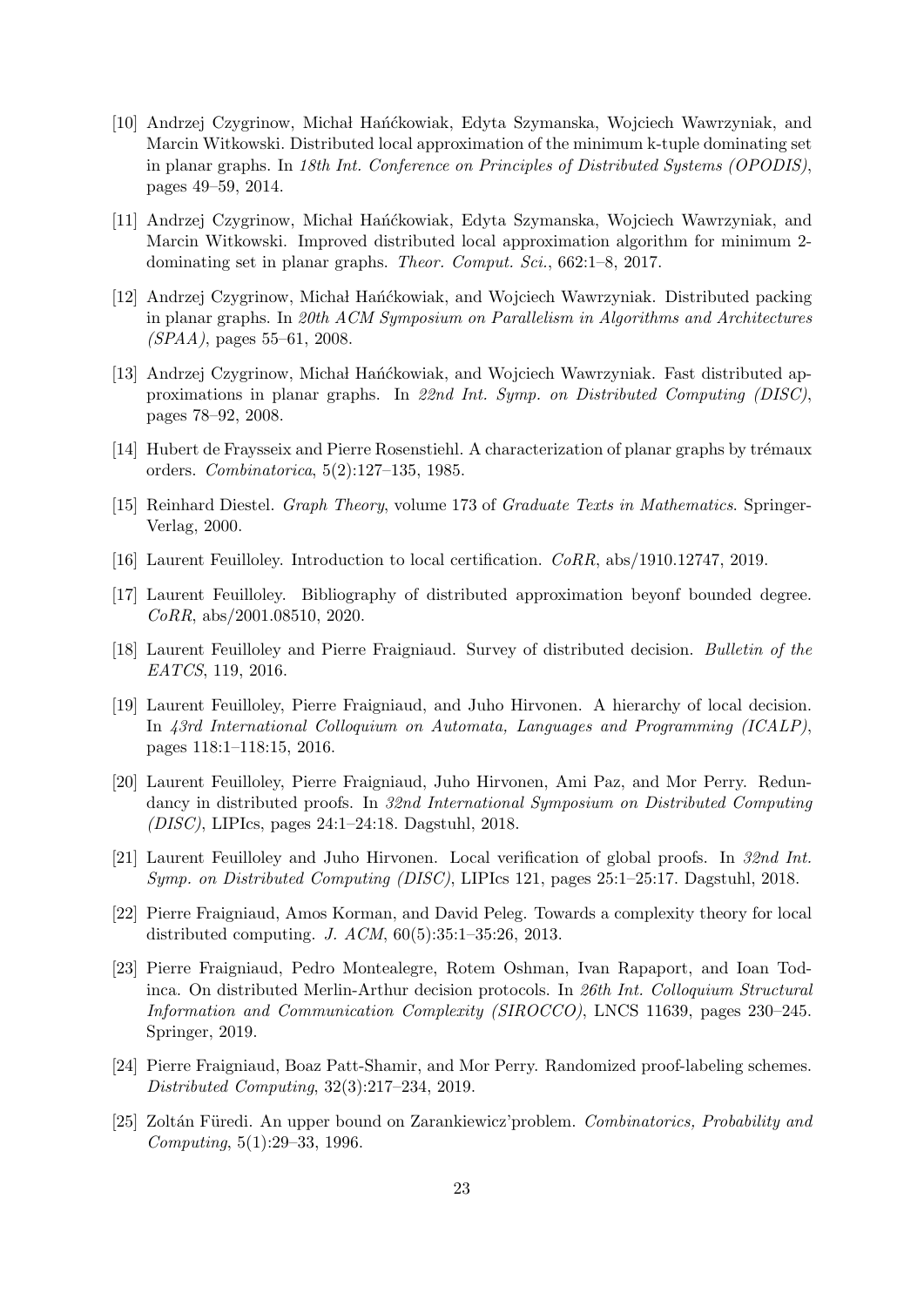[10] Andrzej Czygrinow, Michał Hańćkowiak, Edyta Szymanska, Wojciech Wawrzyniak, and Marcin Witkowski. Distributed local approximation of the minimum k-tuple dominating set in planar graphs. In *18th Int. Conference on Principles of Distributed Systems (OPODIS)*, pages 49–59, 2014.

[11] Andrzej Czygrinow, Michał Hańćkowiak, Edyta Szymanska, Wojciech Wawrzyniak, and Marcin Witkowski. Improved distributed local approximation algorithm for minimum 2-dominating set in planar graphs. *Theor. Comput. Sci.*, 662:1–8, 2017.

[12] Andrzej Czygrinow, Michał Hańćkowiak, and Wojciech Wawrzyniak. Distributed packing in planar graphs. In *20th ACM Symposium on Parallelism in Algorithms and Architectures (SPAA)*, pages 55–61, 2008.

[13] Andrzej Czygrinow, Michał Hańćkowiak, and Wojciech Wawrzyniak. Fast distributed approximations in planar graphs. In *22nd Int. Symp. on Distributed Computing (DISC)*, pages 78–92, 2008.

[14] Hubert de Fraysseix and Pierre Rosenstiehl. A characterization of planar graphs by trémaux orders. *Combinatorica*, 5(2):127–135, 1985.

[15] Reinhard Diestel. *Graph Theory*, volume 173 of *Graduate Texts in Mathematics*. Springer-Verlag, 2000.

[16] Laurent Feuilloley. Introduction to local certification. *CoRR*, abs/1910.12747, 2019.

[17] Laurent Feuilloley. Bibliography of distributed approximation beyonf bounded degree. *CoRR*, abs/2001.08510, 2020.

[18] Laurent Feuilloley and Pierre Fraigniaud. Survey of distributed decision. *Bulletin of the EATCS*, 119, 2016.

[19] Laurent Feuilloley, Pierre Fraigniaud, and Juho Hirvonen. A hierarchy of local decision. In *43rd International Colloquium on Automata, Languages and Programming (ICALP)*, pages 118:1–118:15, 2016.

[20] Laurent Feuilloley, Pierre Fraigniaud, Juho Hirvonen, Ami Paz, and Mor Perry. Redundancy in distributed proofs. In *32nd International Symposium on Distributed Computing (DISC)*, LIPIcs, pages 24:1–24:18. Dagstuhl, 2018.

[21] Laurent Feuilloley and Juho Hirvonen. Local verification of global proofs. In *32nd Int. Symp. on Distributed Computing (DISC)*, LIPIcs 121, pages 25:1–25:17. Dagstuhl, 2018.

[22] Pierre Fraigniaud, Amos Korman, and David Peleg. Towards a complexity theory for local distributed computing. *J. ACM*, 60(5):35:1–35:26, 2013.

[23] Pierre Fraigniaud, Pedro Montealegre, Rotem Oshman, Ivan Rapaport, and Ioan Todinca. On distributed Merlin-Arthur decision protocols. In *26th Int. Colloquium Structural Information and Communication Complexity (SIROCCO)*, LNCS 11639, pages 230–245. Springer, 2019.

[24] Pierre Fraigniaud, Boaz Patt-Shamir, and Mor Perry. Randomized proof-labeling schemes. *Distributed Computing*, 32(3):217–234, 2019.

[25] Zoltán Füredi. An upper bound on Zarankiewicz'problem. *Combinatorics, Probability and Computing*, 5(1):29–33, 1996.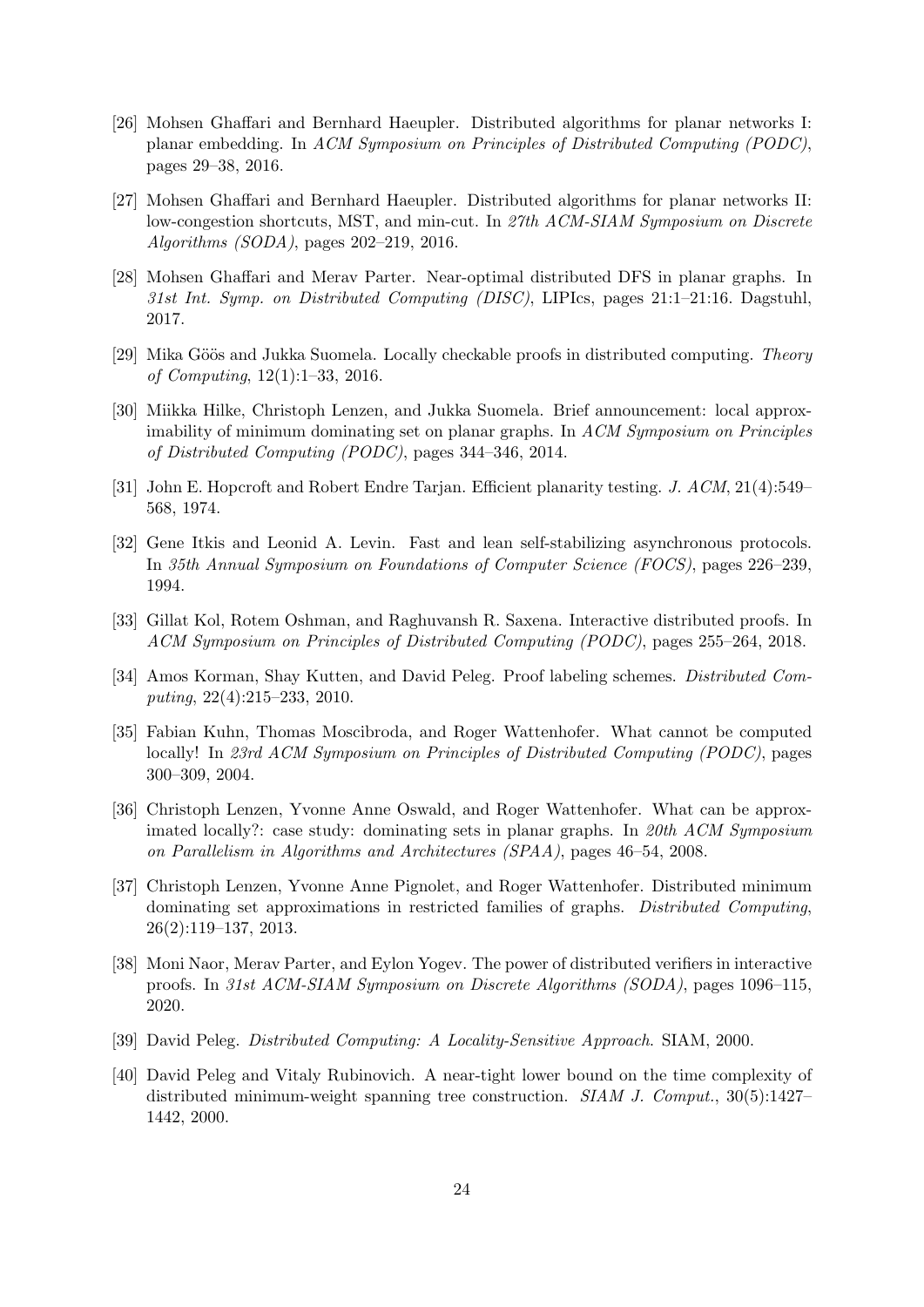[26] Mohsen Ghaffari and Bernhard Haeupler. Distributed algorithms for planar networks I: planar embedding. In *ACM Symposium on Principles of Distributed Computing (PODC)*, pages 29–38, 2016.

[27] Mohsen Ghaffari and Bernhard Haeupler. Distributed algorithms for planar networks II: low-congestion shortcuts, MST, and min-cut. In *27th ACM-SIAM Symposium on Discrete Algorithms (SODA)*, pages 202–219, 2016.

[28] Mohsen Ghaffari and Merav Parter. Near-optimal distributed DFS in planar graphs. In *31st Int. Symp. on Distributed Computing (DISC)*, LIPIcs, pages 21:1–21:16. Dagstuhl, 2017.

[29] Mika Göös and Jukka Suomela. Locally checkable proofs in distributed computing. *Theory of Computing*, 12(1):1–33, 2016.

[30] Miikka Hilke, Christoph Lenzen, and Jukka Suomela. Brief announcement: local approximability of minimum dominating set on planar graphs. In *ACM Symposium on Principles of Distributed Computing (PODC)*, pages 344–346, 2014.

[31] John E. Hopcroft and Robert Endre Tarjan. Efficient planarity testing. *J. ACM*, 21(4):549–568, 1974.

[32] Gene Itkis and Leonid A. Levin. Fast and lean self-stabilizing asynchronous protocols. In *35th Annual Symposium on Foundations of Computer Science (FOCS)*, pages 226–239, 1994.

[33] Gillat Kol, Rotem Oshman, and Raghuvansh R. Saxena. Interactive distributed proofs. In *ACM Symposium on Principles of Distributed Computing (PODC)*, pages 255–264, 2018.

[34] Amos Korman, Shay Kutten, and David Peleg. Proof labeling schemes. *Distributed Computing*, 22(4):215–233, 2010.

[35] Fabian Kuhn, Thomas Moscibroda, and Roger Wattenhofer. What cannot be computed locally! In *23rd ACM Symposium on Principles of Distributed Computing (PODC)*, pages 300–309, 2004.

[36] Christoph Lenzen, Yvonne Anne Oswald, and Roger Wattenhofer. What can be approximated locally?: case study: dominating sets in planar graphs. In *20th ACM Symposium on Parallelism in Algorithms and Architectures (SPAA)*, pages 46–54, 2008.

[37] Christoph Lenzen, Yvonne Anne Pignolet, and Roger Wattenhofer. Distributed minimum dominating set approximations in restricted families of graphs. *Distributed Computing*, 26(2):119–137, 2013.

[38] Moni Naor, Merav Parter, and Eylon Yogev. The power of distributed verifiers in interactive proofs. In *31st ACM-SIAM Symposium on Discrete Algorithms (SODA)*, pages 1096–115, 2020.

[39] David Peleg. *Distributed Computing: A Locality-Sensitive Approach*. SIAM, 2000.

[40] David Peleg and Vitaly Rubinovich. A near-tight lower bound on the time complexity of distributed minimum-weight spanning tree construction. *SIAM J. Comput.*, 30(5):1427–1442, 2000.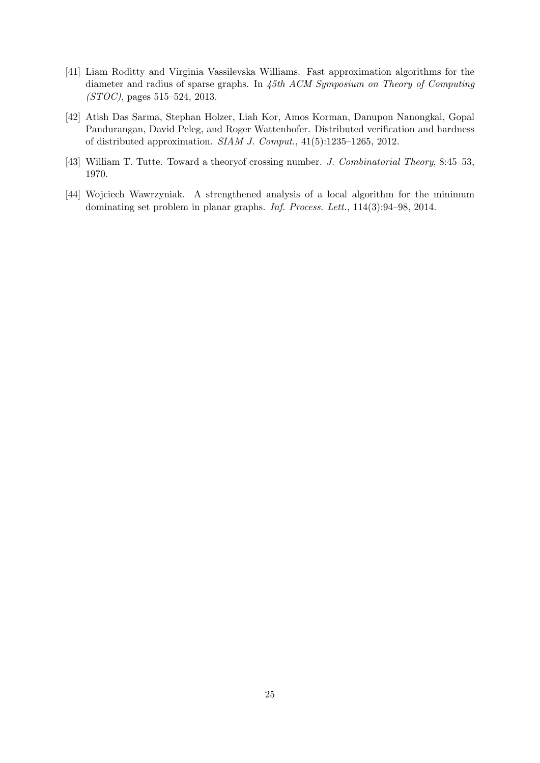[41] Liam Roditty and Virginia Vassilevska Williams. Fast approximation algorithms for the diameter and radius of sparse graphs. In *45th ACM Symposium on Theory of Computing (STOC)*, pages 515–524, 2013.

[42] Atish Das Sarma, Stephan Holzer, Liah Kor, Amos Korman, Danupon Nanongkai, Gopal Pandurangan, David Peleg, and Roger Wattenhofer. Distributed verification and hardness of distributed approximation. *SIAM J. Comput.*, 41(5):1235–1265, 2012.

[43] William T. Tutte. Toward a theoryof crossing number. *J. Combinatorial Theory*, 8:45–53, 1970.

[44] Wojciech Wawrzyniak. A strengthened analysis of a local algorithm for the minimum dominating set problem in planar graphs. *Inf. Process. Lett.*, 114(3):94–98, 2014.